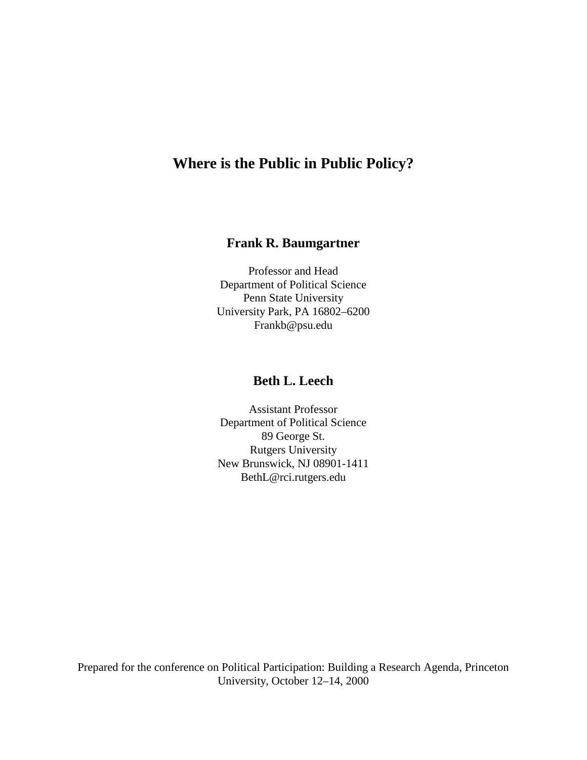# Where is the Public in Public Policy?

**Frank R. Baumgartner**

Professor and Head
Department of Political Science
Penn State University
University Park, PA 16802–6200
Frankb@psu.edu

**Beth L. Leech**

Assistant Professor
Department of Political Science
89 George St.
Rutgers University
New Brunswick, NJ 08901-1411
BethL@rci.rutgers.edu

Prepared for the conference on Political Participation: Building a Research Agenda, Princeton University, October 12–14, 2000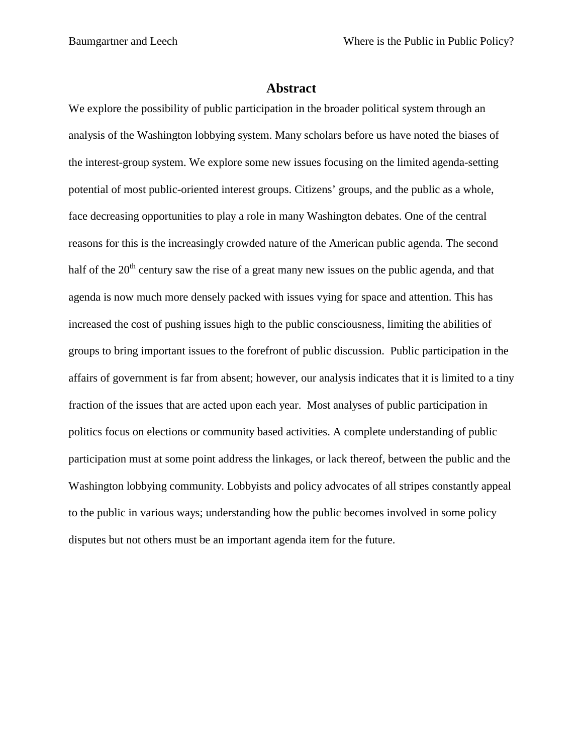# Abstract

We explore the possibility of public participation in the broader political system through an analysis of the Washington lobbying system. Many scholars before us have noted the biases of the interest-group system. We explore some new issues focusing on the limited agenda-setting potential of most public-oriented interest groups. Citizens' groups, and the public as a whole, face decreasing opportunities to play a role in many Washington debates. One of the central reasons for this is the increasingly crowded nature of the American public agenda. The second half of the 20th century saw the rise of a great many new issues on the public agenda, and that agenda is now much more densely packed with issues vying for space and attention. This has increased the cost of pushing issues high to the public consciousness, limiting the abilities of groups to bring important issues to the forefront of public discussion. Public participation in the affairs of government is far from absent; however, our analysis indicates that it is limited to a tiny fraction of the issues that are acted upon each year. Most analyses of public participation in politics focus on elections or community based activities. A complete understanding of public participation must at some point address the linkages, or lack thereof, between the public and the Washington lobbying community. Lobbyists and policy advocates of all stripes constantly appeal to the public in various ways; understanding how the public becomes involved in some policy disputes but not others must be an important agenda item for the future.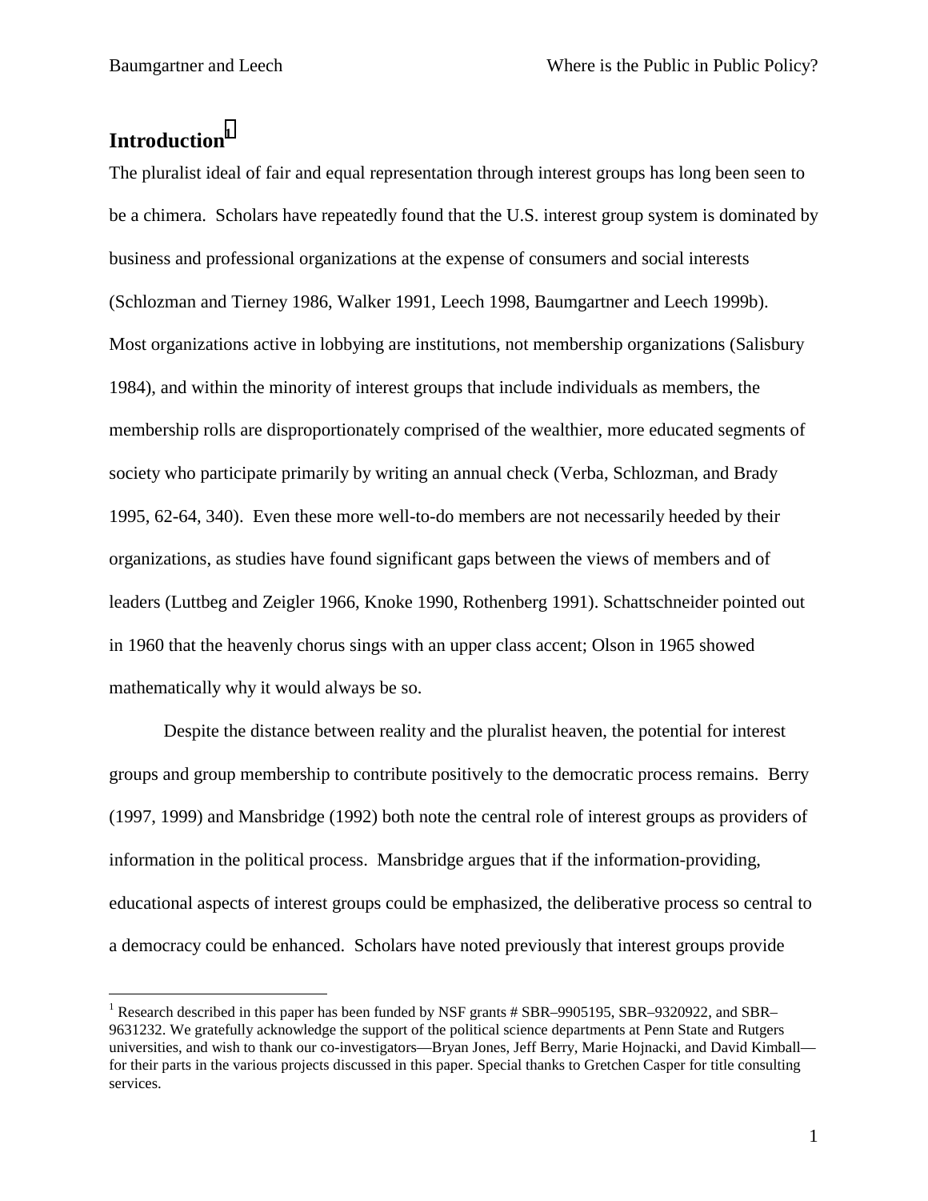# Introduction[1]

The pluralist ideal of fair and equal representation through interest groups has long been seen to be a chimera. Scholars have repeatedly found that the U.S. interest group system is dominated by business and professional organizations at the expense of consumers and social interests (Schlozman and Tierney 1986, Walker 1991, Leech 1998, Baumgartner and Leech 1999b). Most organizations active in lobbying are institutions, not membership organizations (Salisbury 1984), and within the minority of interest groups that include individuals as members, the membership rolls are disproportionately comprised of the wealthier, more educated segments of society who participate primarily by writing an annual check (Verba, Schlozman, and Brady 1995, 62-64, 340). Even these more well-to-do members are not necessarily heeded by their organizations, as studies have found significant gaps between the views of members and of leaders (Luttbeg and Zeigler 1966, Knoke 1990, Rothenberg 1991). Schattschneider pointed out in 1960 that the heavenly chorus sings with an upper class accent; Olson in 1965 showed mathematically why it would always be so.

Despite the distance between reality and the pluralist heaven, the potential for interest groups and group membership to contribute positively to the democratic process remains. Berry (1997, 1999) and Mansbridge (1992) both note the central role of interest groups as providers of information in the political process. Mansbridge argues that if the information-providing, educational aspects of interest groups could be emphasized, the deliberative process so central to a democracy could be enhanced. Scholars have noted previously that interest groups provide

[1] Research described in this paper has been funded by NSF grants # SBR–9905195, SBR–9320922, and SBR–9631232. We gratefully acknowledge the support of the political science departments at Penn State and Rutgers universities, and wish to thank our co-investigators—Bryan Jones, Jeff Berry, Marie Hojnacki, and David Kimball—for their parts in the various projects discussed in this paper. Special thanks to Gretchen Casper for title consulting services.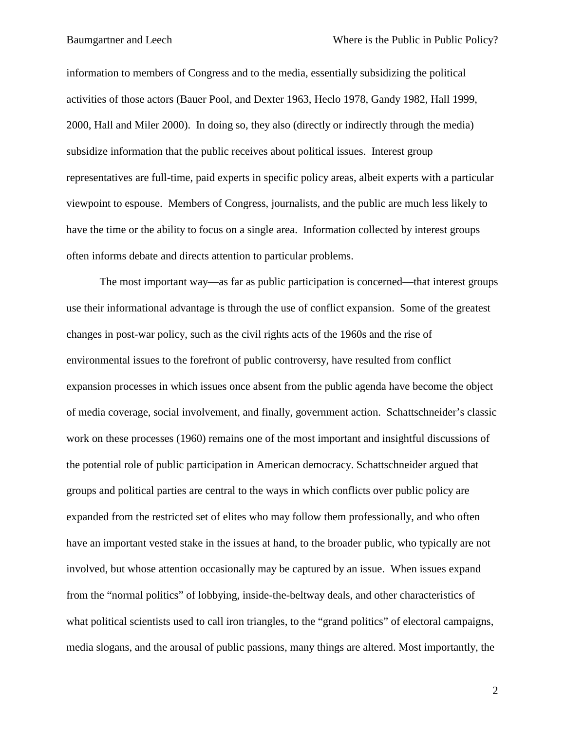information to members of Congress and to the media, essentially subsidizing the political activities of those actors (Bauer Pool, and Dexter 1963, Heclo 1978, Gandy 1982, Hall 1999, 2000, Hall and Miler 2000). In doing so, they also (directly or indirectly through the media) subsidize information that the public receives about political issues. Interest group representatives are full-time, paid experts in specific policy areas, albeit experts with a particular viewpoint to espouse. Members of Congress, journalists, and the public are much less likely to have the time or the ability to focus on a single area. Information collected by interest groups often informs debate and directs attention to particular problems.

The most important way—as far as public participation is concerned—that interest groups use their informational advantage is through the use of conflict expansion. Some of the greatest changes in post-war policy, such as the civil rights acts of the 1960s and the rise of environmental issues to the forefront of public controversy, have resulted from conflict expansion processes in which issues once absent from the public agenda have become the object of media coverage, social involvement, and finally, government action. Schattschneider's classic work on these processes (1960) remains one of the most important and insightful discussions of the potential role of public participation in American democracy. Schattschneider argued that groups and political parties are central to the ways in which conflicts over public policy are expanded from the restricted set of elites who may follow them professionally, and who often have an important vested stake in the issues at hand, to the broader public, who typically are not involved, but whose attention occasionally may be captured by an issue. When issues expand from the "normal politics" of lobbying, inside-the-beltway deals, and other characteristics of what political scientists used to call iron triangles, to the "grand politics" of electoral campaigns, media slogans, and the arousal of public passions, many things are altered. Most importantly, the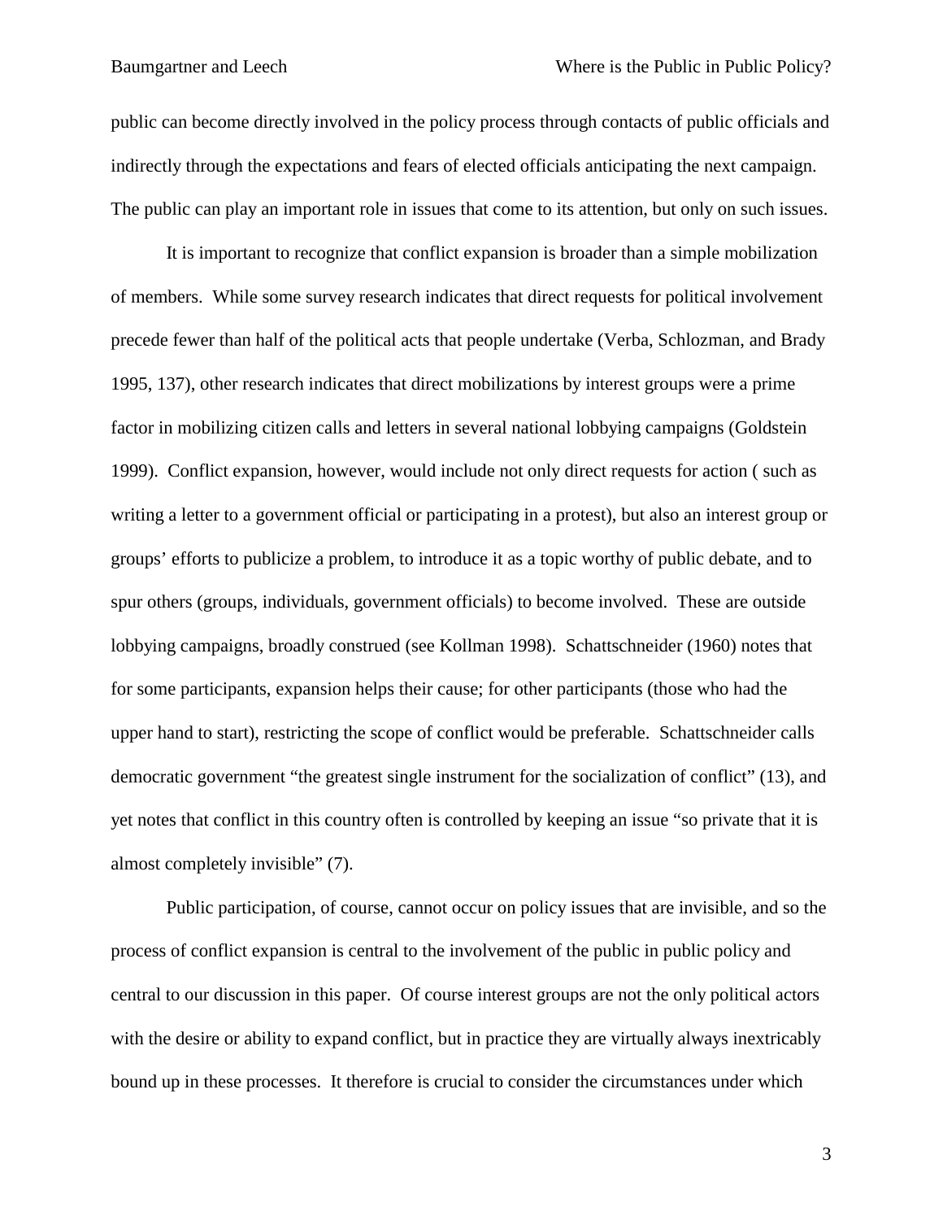public can become directly involved in the policy process through contacts of public officials and indirectly through the expectations and fears of elected officials anticipating the next campaign. The public can play an important role in issues that come to its attention, but only on such issues.

It is important to recognize that conflict expansion is broader than a simple mobilization of members. While some survey research indicates that direct requests for political involvement precede fewer than half of the political acts that people undertake (Verba, Schlozman, and Brady 1995, 137), other research indicates that direct mobilizations by interest groups were a prime factor in mobilizing citizen calls and letters in several national lobbying campaigns (Goldstein 1999). Conflict expansion, however, would include not only direct requests for action ( such as writing a letter to a government official or participating in a protest), but also an interest group or groups' efforts to publicize a problem, to introduce it as a topic worthy of public debate, and to spur others (groups, individuals, government officials) to become involved. These are outside lobbying campaigns, broadly construed (see Kollman 1998). Schattschneider (1960) notes that for some participants, expansion helps their cause; for other participants (those who had the upper hand to start), restricting the scope of conflict would be preferable. Schattschneider calls democratic government "the greatest single instrument for the socialization of conflict" (13), and yet notes that conflict in this country often is controlled by keeping an issue "so private that it is almost completely invisible" (7).

Public participation, of course, cannot occur on policy issues that are invisible, and so the process of conflict expansion is central to the involvement of the public in public policy and central to our discussion in this paper. Of course interest groups are not the only political actors with the desire or ability to expand conflict, but in practice they are virtually always inextricably bound up in these processes. It therefore is crucial to consider the circumstances under which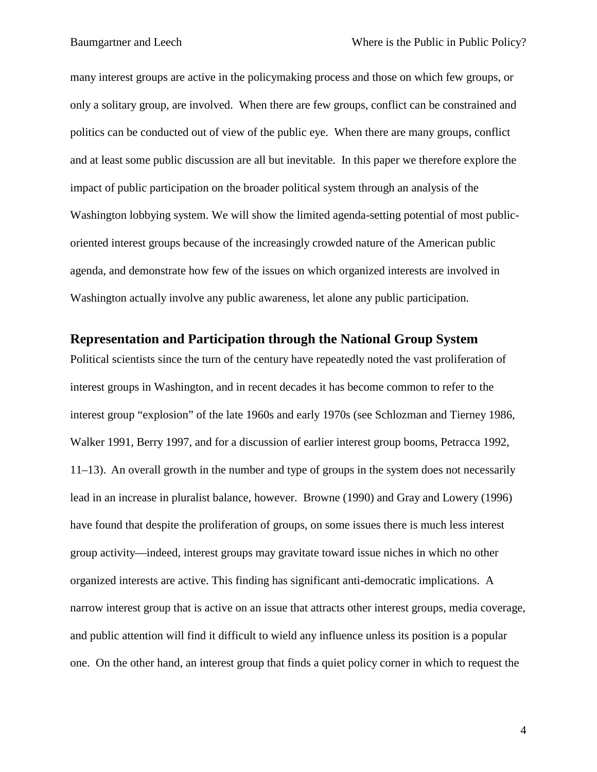many interest groups are active in the policymaking process and those on which few groups, or only a solitary group, are involved. When there are few groups, conflict can be constrained and politics can be conducted out of view of the public eye. When there are many groups, conflict and at least some public discussion are all but inevitable. In this paper we therefore explore the impact of public participation on the broader political system through an analysis of the Washington lobbying system. We will show the limited agenda-setting potential of most public-oriented interest groups because of the increasingly crowded nature of the American public agenda, and demonstrate how few of the issues on which organized interests are involved in Washington actually involve any public awareness, let alone any public participation.

## Representation and Participation through the National Group System

Political scientists since the turn of the century have repeatedly noted the vast proliferation of interest groups in Washington, and in recent decades it has become common to refer to the interest group "explosion" of the late 1960s and early 1970s (see Schlozman and Tierney 1986, Walker 1991, Berry 1997, and for a discussion of earlier interest group booms, Petracca 1992, 11–13). An overall growth in the number and type of groups in the system does not necessarily lead in an increase in pluralist balance, however. Browne (1990) and Gray and Lowery (1996) have found that despite the proliferation of groups, on some issues there is much less interest group activity—indeed, interest groups may gravitate toward issue niches in which no other organized interests are active. This finding has significant anti-democratic implications. A narrow interest group that is active on an issue that attracts other interest groups, media coverage, and public attention will find it difficult to wield any influence unless its position is a popular one. On the other hand, an interest group that finds a quiet policy corner in which to request the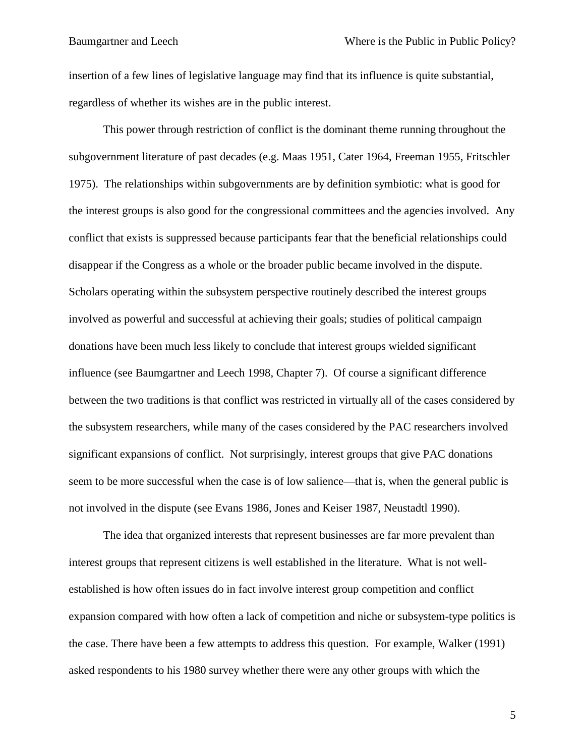insertion of a few lines of legislative language may find that its influence is quite substantial, regardless of whether its wishes are in the public interest.

This power through restriction of conflict is the dominant theme running throughout the subgovernment literature of past decades (e.g. Maas 1951, Cater 1964, Freeman 1955, Fritschler 1975). The relationships within subgovernments are by definition symbiotic: what is good for the interest groups is also good for the congressional committees and the agencies involved. Any conflict that exists is suppressed because participants fear that the beneficial relationships could disappear if the Congress as a whole or the broader public became involved in the dispute. Scholars operating within the subsystem perspective routinely described the interest groups involved as powerful and successful at achieving their goals; studies of political campaign donations have been much less likely to conclude that interest groups wielded significant influence (see Baumgartner and Leech 1998, Chapter 7). Of course a significant difference between the two traditions is that conflict was restricted in virtually all of the cases considered by the subsystem researchers, while many of the cases considered by the PAC researchers involved significant expansions of conflict. Not surprisingly, interest groups that give PAC donations seem to be more successful when the case is of low salience—that is, when the general public is not involved in the dispute (see Evans 1986, Jones and Keiser 1987, Neustadtl 1990).

The idea that organized interests that represent businesses are far more prevalent than interest groups that represent citizens is well established in the literature. What is not well-established is how often issues do in fact involve interest group competition and conflict expansion compared with how often a lack of competition and niche or subsystem-type politics is the case. There have been a few attempts to address this question. For example, Walker (1991) asked respondents to his 1980 survey whether there were any other groups with which the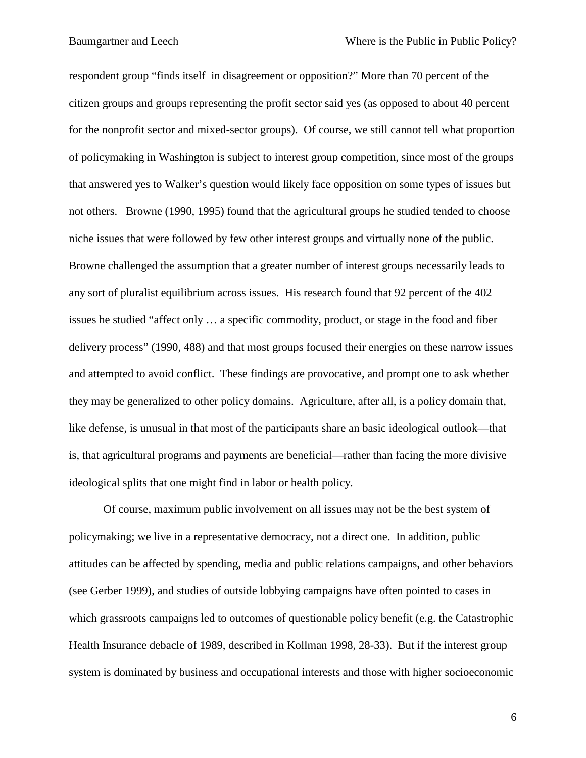respondent group "finds itself  in disagreement or opposition?" More than 70 percent of the citizen groups and groups representing the profit sector said yes (as opposed to about 40 percent for the nonprofit sector and mixed-sector groups).  Of course, we still cannot tell what proportion of policymaking in Washington is subject to interest group competition, since most of the groups that answered yes to Walker's question would likely face opposition on some types of issues but not others.   Browne (1990, 1995) found that the agricultural groups he studied tended to choose niche issues that were followed by few other interest groups and virtually none of the public.  Browne challenged the assumption that a greater number of interest groups necessarily leads to any sort of pluralist equilibrium across issues.  His research found that 92 percent of the 402 issues he studied "affect only … a specific commodity, product, or stage in the food and fiber delivery process" (1990, 488) and that most groups focused their energies on these narrow issues and attempted to avoid conflict.  These findings are provocative, and prompt one to ask whether they may be generalized to other policy domains.  Agriculture, after all, is a policy domain that, like defense, is unusual in that most of the participants share an basic ideological outlook—that is, that agricultural programs and payments are beneficial—rather than facing the more divisive ideological splits that one might find in labor or health policy.

Of course, maximum public involvement on all issues may not be the best system of policymaking; we live in a representative democracy, not a direct one.  In addition, public attitudes can be affected by spending, media and public relations campaigns, and other behaviors (see Gerber 1999), and studies of outside lobbying campaigns have often pointed to cases in which grassroots campaigns led to outcomes of questionable policy benefit (e.g. the Catastrophic Health Insurance debacle of 1989, described in Kollman 1998, 28-33).  But if the interest group system is dominated by business and occupational interests and those with higher socioeconomic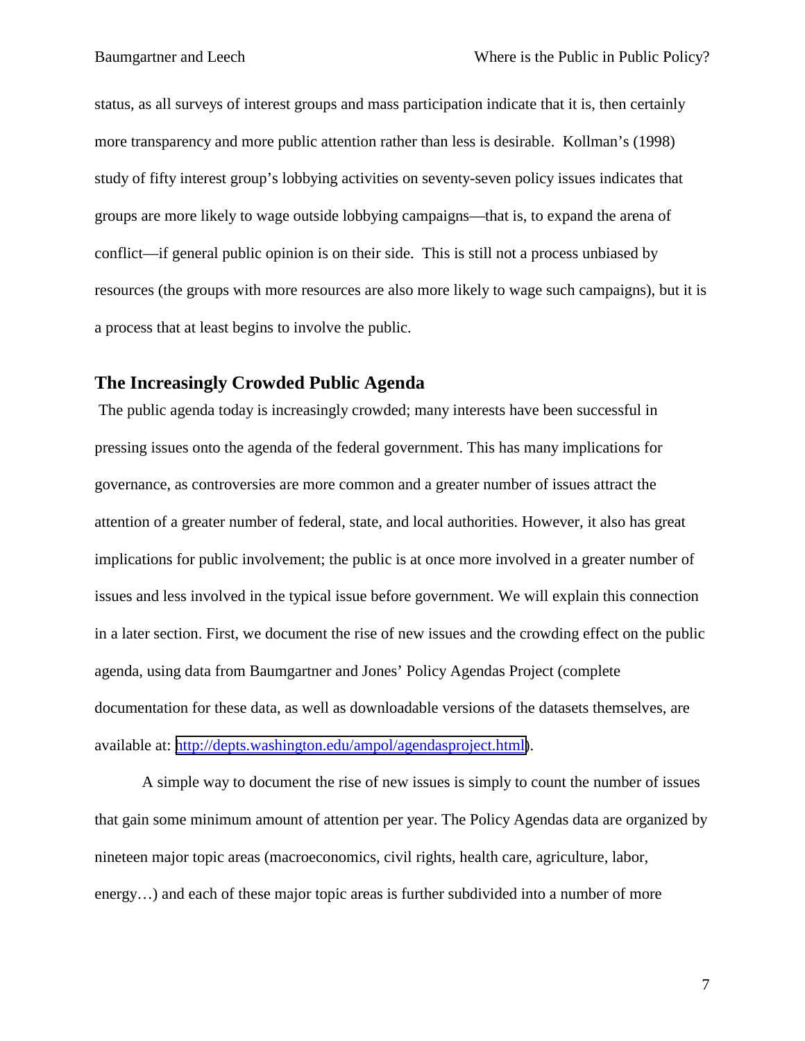status, as all surveys of interest groups and mass participation indicate that it is, then certainly more transparency and more public attention rather than less is desirable. Kollman's (1998) study of fifty interest group's lobbying activities on seventy-seven policy issues indicates that groups are more likely to wage outside lobbying campaigns—that is, to expand the arena of conflict—if general public opinion is on their side. This is still not a process unbiased by resources (the groups with more resources are also more likely to wage such campaigns), but it is a process that at least begins to involve the public.

## The Increasingly Crowded Public Agenda

The public agenda today is increasingly crowded; many interests have been successful in pressing issues onto the agenda of the federal government. This has many implications for governance, as controversies are more common and a greater number of issues attract the attention of a greater number of federal, state, and local authorities. However, it also has great implications for public involvement; the public is at once more involved in a greater number of issues and less involved in the typical issue before government. We will explain this connection in a later section. First, we document the rise of new issues and the crowding effect on the public agenda, using data from Baumgartner and Jones' Policy Agendas Project (complete documentation for these data, as well as downloadable versions of the datasets themselves, are available at: http://depts.washington.edu/ampol/agendasproject.html).

A simple way to document the rise of new issues is simply to count the number of issues that gain some minimum amount of attention per year. The Policy Agendas data are organized by nineteen major topic areas (macroeconomics, civil rights, health care, agriculture, labor, energy…) and each of these major topic areas is further subdivided into a number of more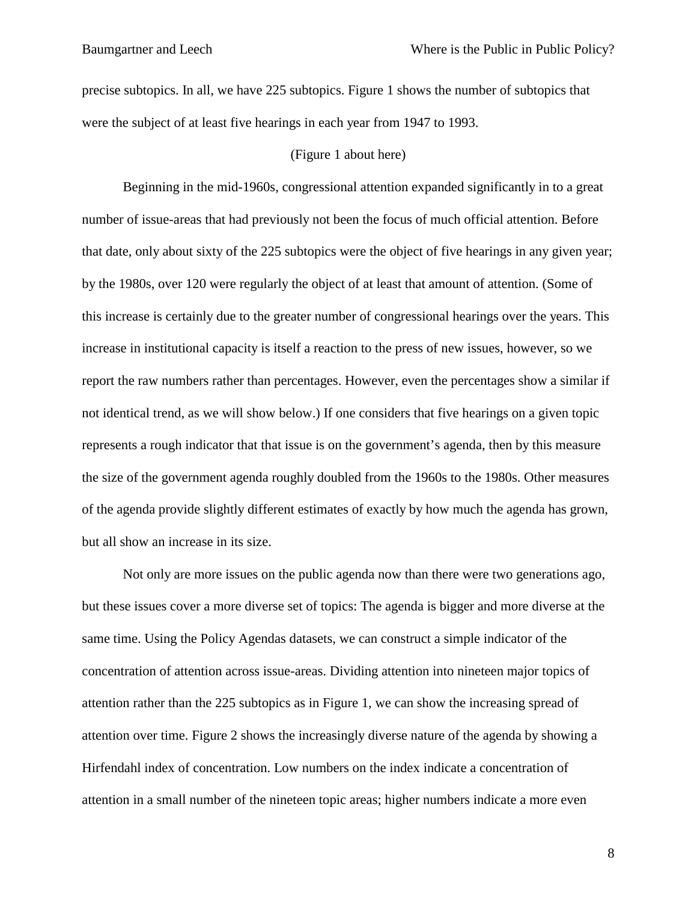precise subtopics. In all, we have 225 subtopics. Figure 1 shows the number of subtopics that were the subject of at least five hearings in each year from 1947 to 1993.

(Figure 1 about here)

Beginning in the mid-1960s, congressional attention expanded significantly in to a great number of issue-areas that had previously not been the focus of much official attention. Before that date, only about sixty of the 225 subtopics were the object of five hearings in any given year; by the 1980s, over 120 were regularly the object of at least that amount of attention. (Some of this increase is certainly due to the greater number of congressional hearings over the years. This increase in institutional capacity is itself a reaction to the press of new issues, however, so we report the raw numbers rather than percentages. However, even the percentages show a similar if not identical trend, as we will show below.) If one considers that five hearings on a given topic represents a rough indicator that that issue is on the government's agenda, then by this measure the size of the government agenda roughly doubled from the 1960s to the 1980s. Other measures of the agenda provide slightly different estimates of exactly by how much the agenda has grown, but all show an increase in its size.

Not only are more issues on the public agenda now than there were two generations ago, but these issues cover a more diverse set of topics: The agenda is bigger and more diverse at the same time. Using the Policy Agendas datasets, we can construct a simple indicator of the concentration of attention across issue-areas. Dividing attention into nineteen major topics of attention rather than the 225 subtopics as in Figure 1, we can show the increasing spread of attention over time. Figure 2 shows the increasingly diverse nature of the agenda by showing a Hirfendahl index of concentration. Low numbers on the index indicate a concentration of attention in a small number of the nineteen topic areas; higher numbers indicate a more even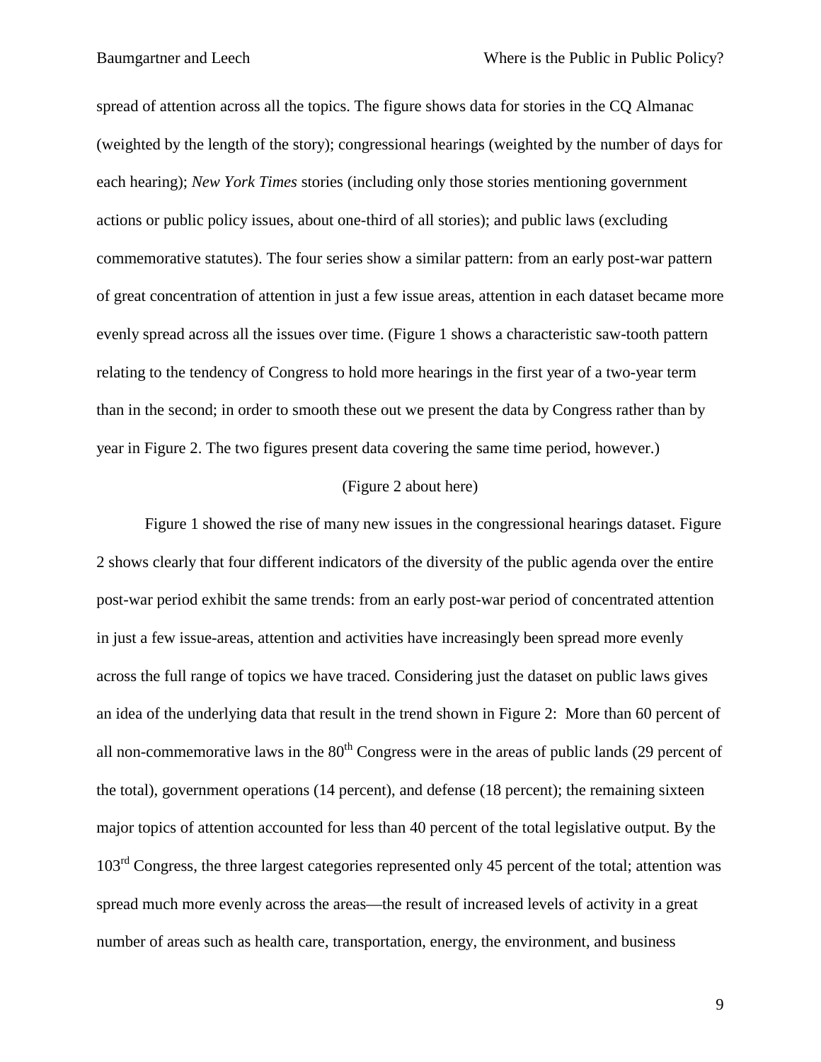spread of attention across all the topics. The figure shows data for stories in the CQ Almanac (weighted by the length of the story); congressional hearings (weighted by the number of days for each hearing); *New York Times* stories (including only those stories mentioning government actions or public policy issues, about one-third of all stories); and public laws (excluding commemorative statutes). The four series show a similar pattern: from an early post-war pattern of great concentration of attention in just a few issue areas, attention in each dataset became more evenly spread across all the issues over time. (Figure 1 shows a characteristic saw-tooth pattern relating to the tendency of Congress to hold more hearings in the first year of a two-year term than in the second; in order to smooth these out we present the data by Congress rather than by year in Figure 2. The two figures present data covering the same time period, however.)

(Figure 2 about here)

Figure 1 showed the rise of many new issues in the congressional hearings dataset. Figure 2 shows clearly that four different indicators of the diversity of the public agenda over the entire post-war period exhibit the same trends: from an early post-war period of concentrated attention in just a few issue-areas, attention and activities have increasingly been spread more evenly across the full range of topics we have traced. Considering just the dataset on public laws gives an idea of the underlying data that result in the trend shown in Figure 2: More than 60 percent of all non-commemorative laws in the 80th Congress were in the areas of public lands (29 percent of the total), government operations (14 percent), and defense (18 percent); the remaining sixteen major topics of attention accounted for less than 40 percent of the total legislative output. By the 103rd Congress, the three largest categories represented only 45 percent of the total; attention was spread much more evenly across the areas—the result of increased levels of activity in a great number of areas such as health care, transportation, energy, the environment, and business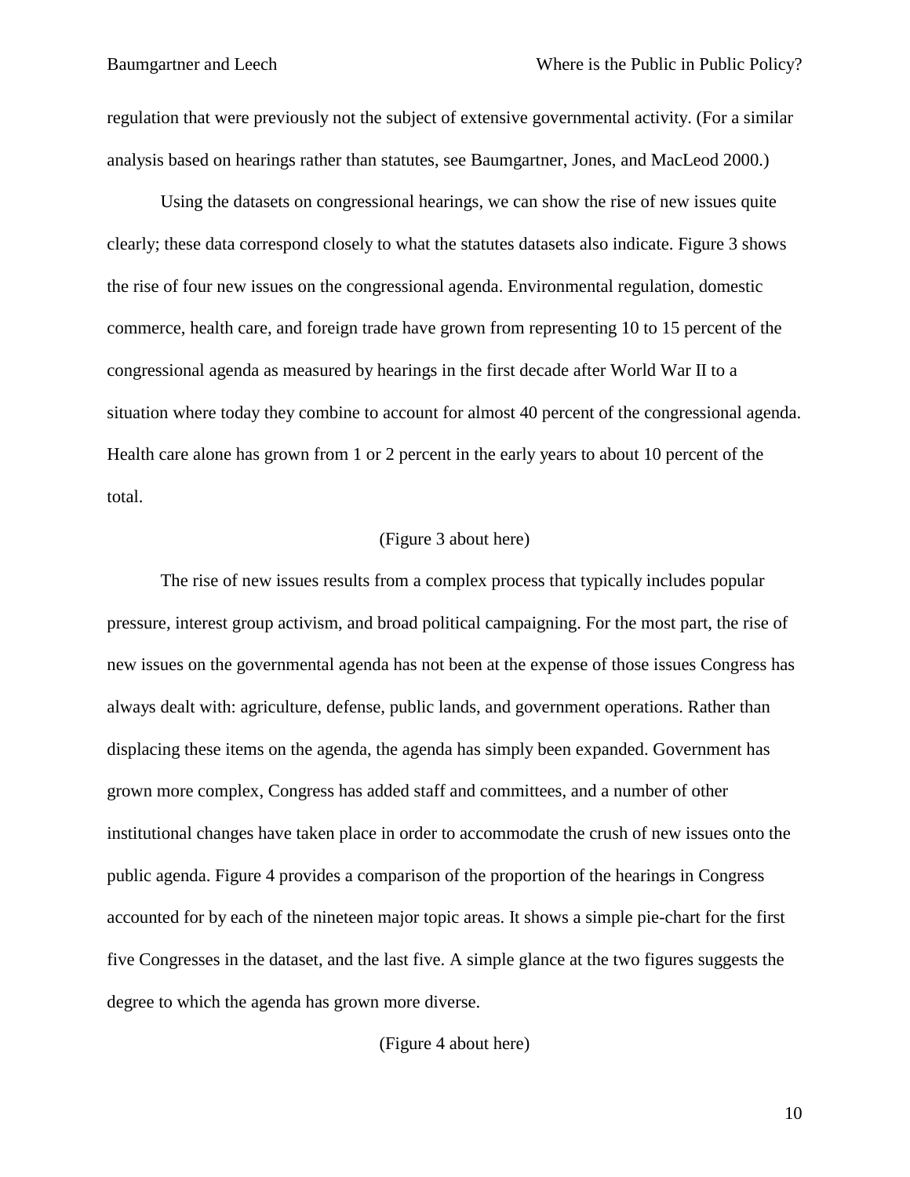regulation that were previously not the subject of extensive governmental activity. (For a similar analysis based on hearings rather than statutes, see Baumgartner, Jones, and MacLeod 2000.)

Using the datasets on congressional hearings, we can show the rise of new issues quite clearly; these data correspond closely to what the statutes datasets also indicate. Figure 3 shows the rise of four new issues on the congressional agenda. Environmental regulation, domestic commerce, health care, and foreign trade have grown from representing 10 to 15 percent of the congressional agenda as measured by hearings in the first decade after World War II to a situation where today they combine to account for almost 40 percent of the congressional agenda. Health care alone has grown from 1 or 2 percent in the early years to about 10 percent of the total.

(Figure 3 about here)

The rise of new issues results from a complex process that typically includes popular pressure, interest group activism, and broad political campaigning. For the most part, the rise of new issues on the governmental agenda has not been at the expense of those issues Congress has always dealt with: agriculture, defense, public lands, and government operations. Rather than displacing these items on the agenda, the agenda has simply been expanded. Government has grown more complex, Congress has added staff and committees, and a number of other institutional changes have taken place in order to accommodate the crush of new issues onto the public agenda. Figure 4 provides a comparison of the proportion of the hearings in Congress accounted for by each of the nineteen major topic areas. It shows a simple pie-chart for the first five Congresses in the dataset, and the last five. A simple glance at the two figures suggests the degree to which the agenda has grown more diverse.

(Figure 4 about here)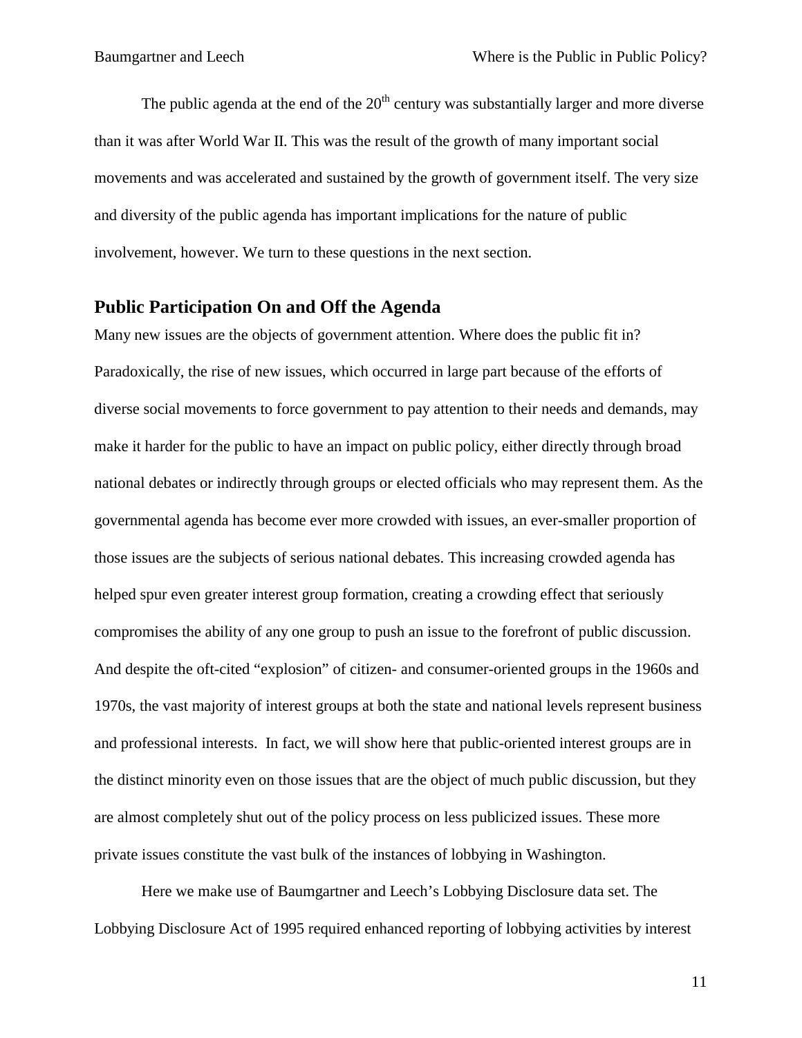The public agenda at the end of the 20th century was substantially larger and more diverse than it was after World War II. This was the result of the growth of many important social movements and was accelerated and sustained by the growth of government itself. The very size and diversity of the public agenda has important implications for the nature of public involvement, however. We turn to these questions in the next section.

## Public Participation On and Off the Agenda

Many new issues are the objects of government attention. Where does the public fit in? Paradoxically, the rise of new issues, which occurred in large part because of the efforts of diverse social movements to force government to pay attention to their needs and demands, may make it harder for the public to have an impact on public policy, either directly through broad national debates or indirectly through groups or elected officials who may represent them. As the governmental agenda has become ever more crowded with issues, an ever-smaller proportion of those issues are the subjects of serious national debates. This increasing crowded agenda has helped spur even greater interest group formation, creating a crowding effect that seriously compromises the ability of any one group to push an issue to the forefront of public discussion. And despite the oft-cited "explosion" of citizen- and consumer-oriented groups in the 1960s and 1970s, the vast majority of interest groups at both the state and national levels represent business and professional interests. In fact, we will show here that public-oriented interest groups are in the distinct minority even on those issues that are the object of much public discussion, but they are almost completely shut out of the policy process on less publicized issues. These more private issues constitute the vast bulk of the instances of lobbying in Washington.

Here we make use of Baumgartner and Leech's Lobbying Disclosure data set. The Lobbying Disclosure Act of 1995 required enhanced reporting of lobbying activities by interest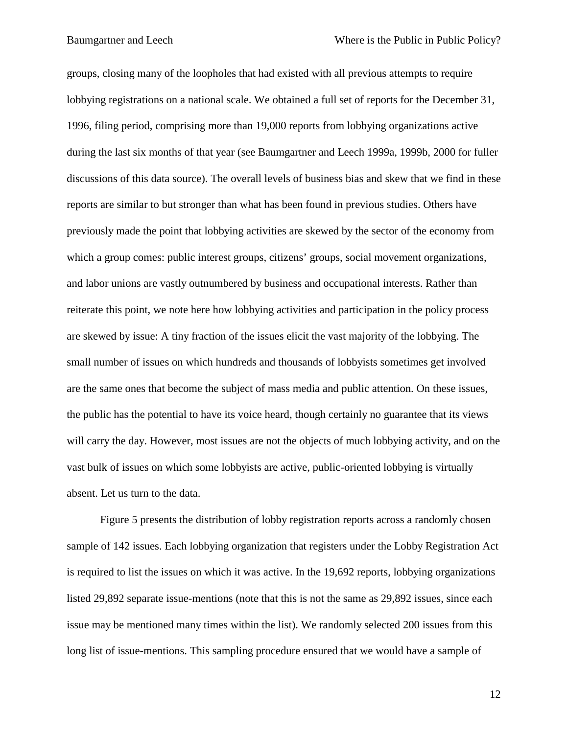groups, closing many of the loopholes that had existed with all previous attempts to require lobbying registrations on a national scale. We obtained a full set of reports for the December 31, 1996, filing period, comprising more than 19,000 reports from lobbying organizations active during the last six months of that year (see Baumgartner and Leech 1999a, 1999b, 2000 for fuller discussions of this data source). The overall levels of business bias and skew that we find in these reports are similar to but stronger than what has been found in previous studies. Others have previously made the point that lobbying activities are skewed by the sector of the economy from which a group comes: public interest groups, citizens' groups, social movement organizations, and labor unions are vastly outnumbered by business and occupational interests. Rather than reiterate this point, we note here how lobbying activities and participation in the policy process are skewed by issue: A tiny fraction of the issues elicit the vast majority of the lobbying. The small number of issues on which hundreds and thousands of lobbyists sometimes get involved are the same ones that become the subject of mass media and public attention. On these issues, the public has the potential to have its voice heard, though certainly no guarantee that its views will carry the day. However, most issues are not the objects of much lobbying activity, and on the vast bulk of issues on which some lobbyists are active, public-oriented lobbying is virtually absent. Let us turn to the data.

Figure 5 presents the distribution of lobby registration reports across a randomly chosen sample of 142 issues. Each lobbying organization that registers under the Lobby Registration Act is required to list the issues on which it was active. In the 19,692 reports, lobbying organizations listed 29,892 separate issue-mentions (note that this is not the same as 29,892 issues, since each issue may be mentioned many times within the list). We randomly selected 200 issues from this long list of issue-mentions. This sampling procedure ensured that we would have a sample of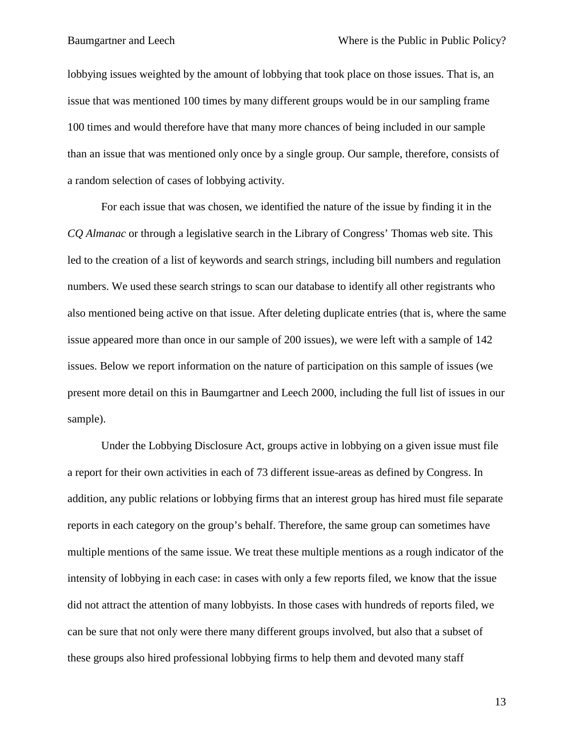lobbying issues weighted by the amount of lobbying that took place on those issues. That is, an issue that was mentioned 100 times by many different groups would be in our sampling frame 100 times and would therefore have that many more chances of being included in our sample than an issue that was mentioned only once by a single group. Our sample, therefore, consists of a random selection of cases of lobbying activity.

For each issue that was chosen, we identified the nature of the issue by finding it in the *CQ Almanac* or through a legislative search in the Library of Congress' Thomas web site. This led to the creation of a list of keywords and search strings, including bill numbers and regulation numbers. We used these search strings to scan our database to identify all other registrants who also mentioned being active on that issue. After deleting duplicate entries (that is, where the same issue appeared more than once in our sample of 200 issues), we were left with a sample of 142 issues. Below we report information on the nature of participation on this sample of issues (we present more detail on this in Baumgartner and Leech 2000, including the full list of issues in our sample).

Under the Lobbying Disclosure Act, groups active in lobbying on a given issue must file a report for their own activities in each of 73 different issue-areas as defined by Congress. In addition, any public relations or lobbying firms that an interest group has hired must file separate reports in each category on the group's behalf. Therefore, the same group can sometimes have multiple mentions of the same issue. We treat these multiple mentions as a rough indicator of the intensity of lobbying in each case: in cases with only a few reports filed, we know that the issue did not attract the attention of many lobbyists. In those cases with hundreds of reports filed, we can be sure that not only were there many different groups involved, but also that a subset of these groups also hired professional lobbying firms to help them and devoted many staff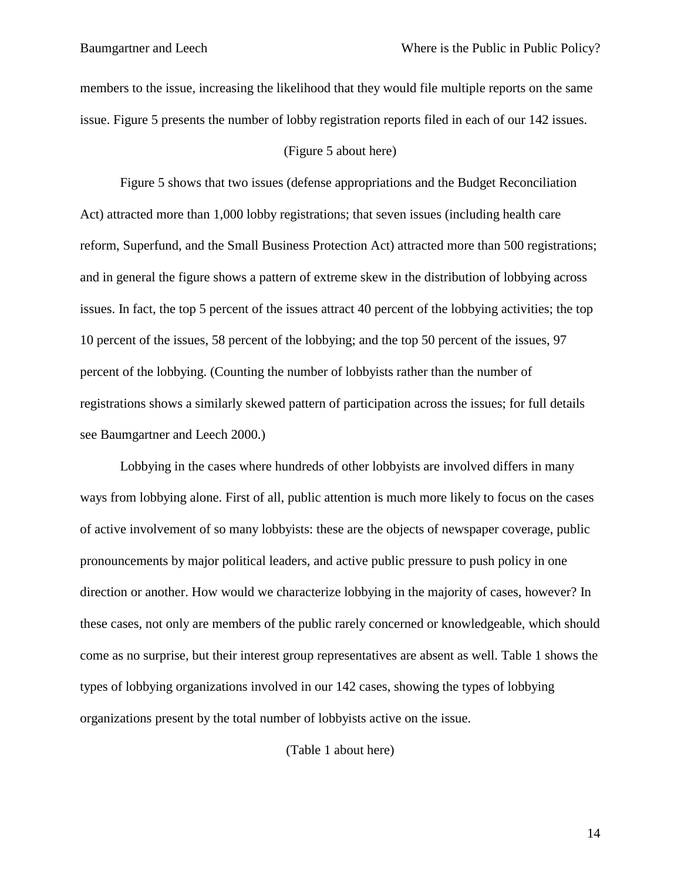members to the issue, increasing the likelihood that they would file multiple reports on the same issue. Figure 5 presents the number of lobby registration reports filed in each of our 142 issues.

(Figure 5 about here)

Figure 5 shows that two issues (defense appropriations and the Budget Reconciliation Act) attracted more than 1,000 lobby registrations; that seven issues (including health care reform, Superfund, and the Small Business Protection Act) attracted more than 500 registrations; and in general the figure shows a pattern of extreme skew in the distribution of lobbying across issues. In fact, the top 5 percent of the issues attract 40 percent of the lobbying activities; the top 10 percent of the issues, 58 percent of the lobbying; and the top 50 percent of the issues, 97 percent of the lobbying. (Counting the number of lobbyists rather than the number of registrations shows a similarly skewed pattern of participation across the issues; for full details see Baumgartner and Leech 2000.)

Lobbying in the cases where hundreds of other lobbyists are involved differs in many ways from lobbying alone. First of all, public attention is much more likely to focus on the cases of active involvement of so many lobbyists: these are the objects of newspaper coverage, public pronouncements by major political leaders, and active public pressure to push policy in one direction or another. How would we characterize lobbying in the majority of cases, however? In these cases, not only are members of the public rarely concerned or knowledgeable, which should come as no surprise, but their interest group representatives are absent as well. Table 1 shows the types of lobbying organizations involved in our 142 cases, showing the types of lobbying organizations present by the total number of lobbyists active on the issue.

(Table 1 about here)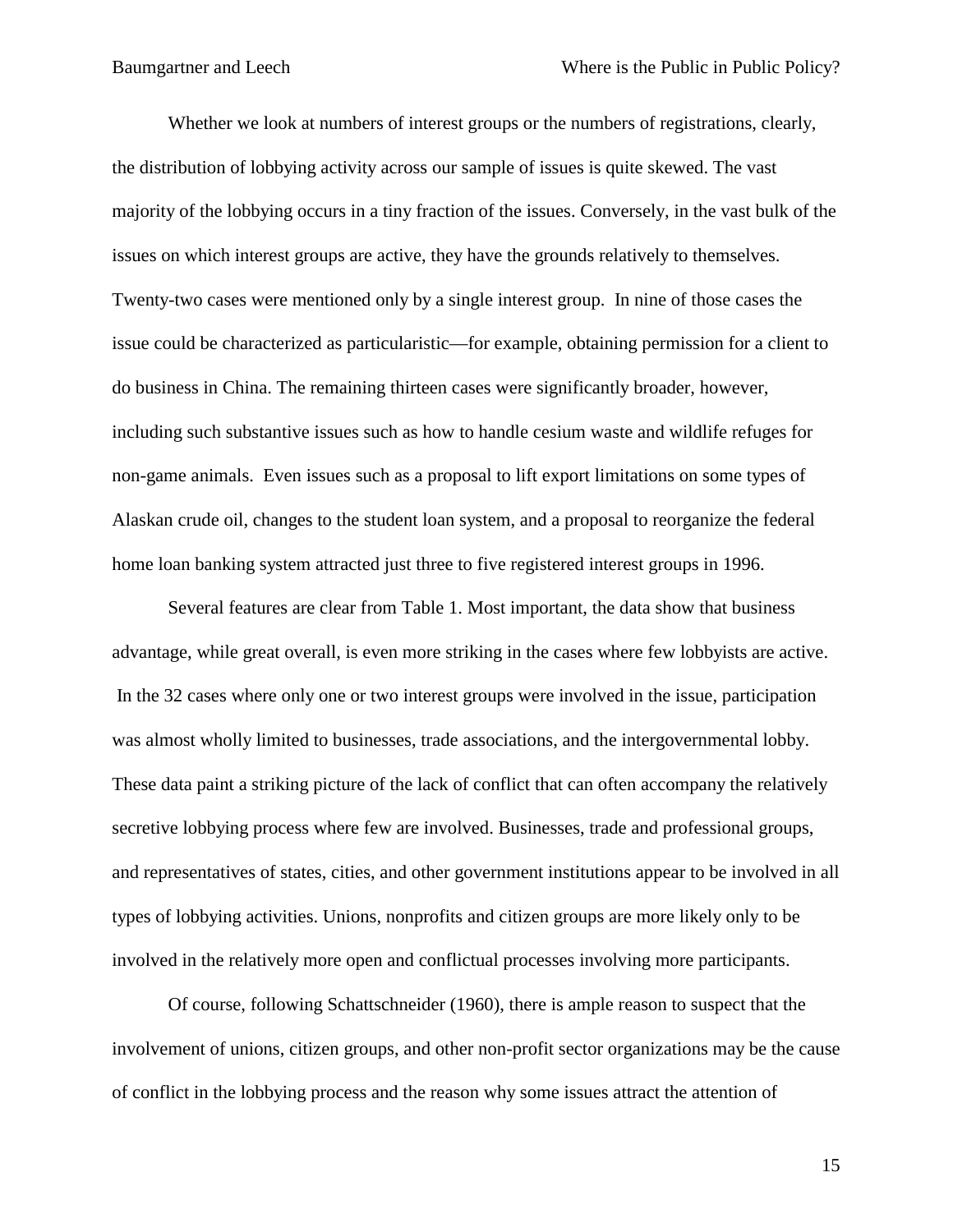Whether we look at numbers of interest groups or the numbers of registrations, clearly, the distribution of lobbying activity across our sample of issues is quite skewed. The vast majority of the lobbying occurs in a tiny fraction of the issues. Conversely, in the vast bulk of the issues on which interest groups are active, they have the grounds relatively to themselves. Twenty-two cases were mentioned only by a single interest group. In nine of those cases the issue could be characterized as particularistic—for example, obtaining permission for a client to do business in China. The remaining thirteen cases were significantly broader, however, including such substantive issues such as how to handle cesium waste and wildlife refuges for non-game animals. Even issues such as a proposal to lift export limitations on some types of Alaskan crude oil, changes to the student loan system, and a proposal to reorganize the federal home loan banking system attracted just three to five registered interest groups in 1996.

Several features are clear from Table 1. Most important, the data show that business advantage, while great overall, is even more striking in the cases where few lobbyists are active. In the 32 cases where only one or two interest groups were involved in the issue, participation was almost wholly limited to businesses, trade associations, and the intergovernmental lobby. These data paint a striking picture of the lack of conflict that can often accompany the relatively secretive lobbying process where few are involved. Businesses, trade and professional groups, and representatives of states, cities, and other government institutions appear to be involved in all types of lobbying activities. Unions, nonprofits and citizen groups are more likely only to be involved in the relatively more open and conflictual processes involving more participants.

Of course, following Schattschneider (1960), there is ample reason to suspect that the involvement of unions, citizen groups, and other non-profit sector organizations may be the cause of conflict in the lobbying process and the reason why some issues attract the attention of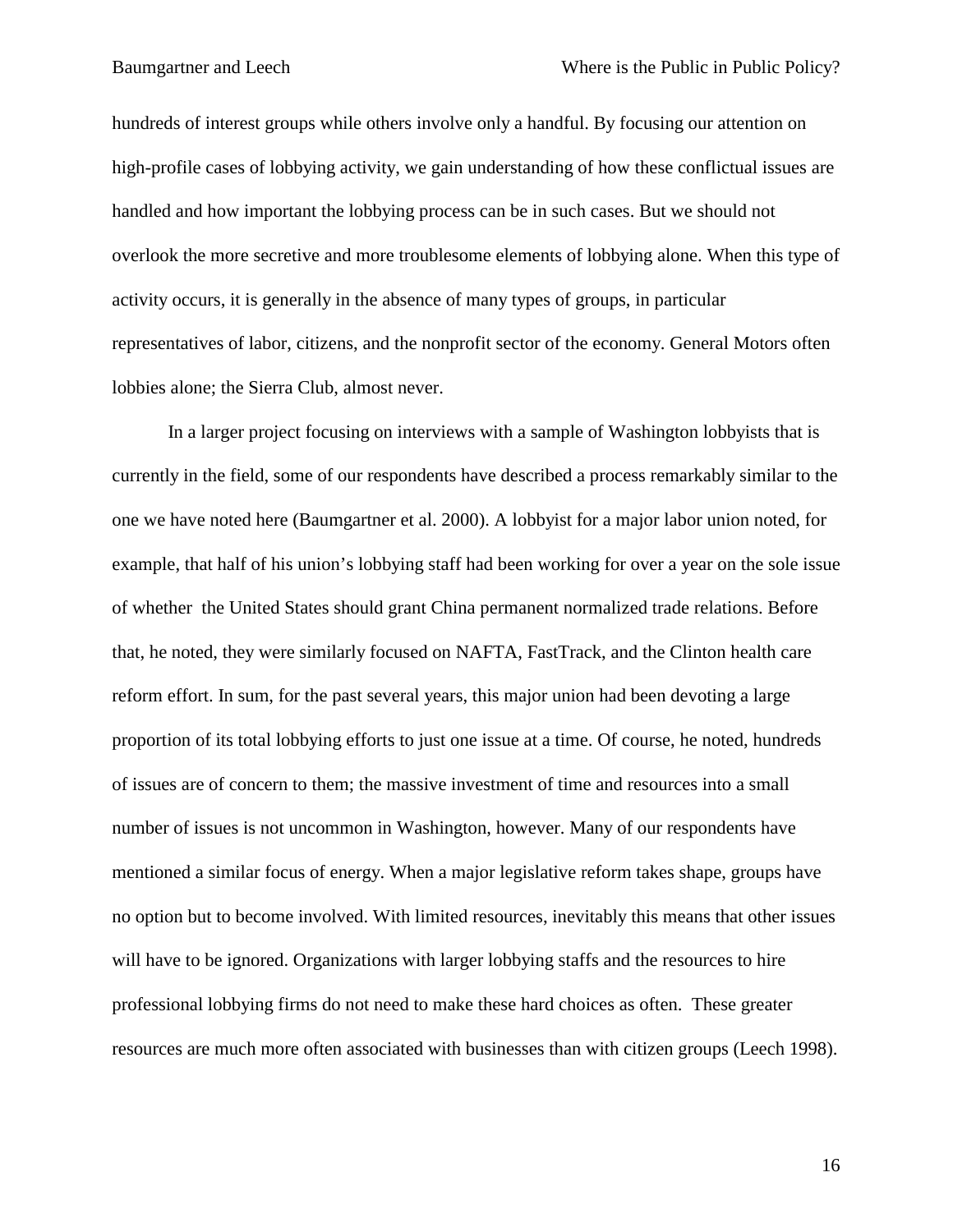hundreds of interest groups while others involve only a handful. By focusing our attention on high-profile cases of lobbying activity, we gain understanding of how these conflictual issues are handled and how important the lobbying process can be in such cases. But we should not overlook the more secretive and more troublesome elements of lobbying alone. When this type of activity occurs, it is generally in the absence of many types of groups, in particular representatives of labor, citizens, and the nonprofit sector of the economy. General Motors often lobbies alone; the Sierra Club, almost never.

In a larger project focusing on interviews with a sample of Washington lobbyists that is currently in the field, some of our respondents have described a process remarkably similar to the one we have noted here (Baumgartner et al. 2000). A lobbyist for a major labor union noted, for example, that half of his union's lobbying staff had been working for over a year on the sole issue of whether the United States should grant China permanent normalized trade relations. Before that, he noted, they were similarly focused on NAFTA, FastTrack, and the Clinton health care reform effort. In sum, for the past several years, this major union had been devoting a large proportion of its total lobbying efforts to just one issue at a time. Of course, he noted, hundreds of issues are of concern to them; the massive investment of time and resources into a small number of issues is not uncommon in Washington, however. Many of our respondents have mentioned a similar focus of energy. When a major legislative reform takes shape, groups have no option but to become involved. With limited resources, inevitably this means that other issues will have to be ignored. Organizations with larger lobbying staffs and the resources to hire professional lobbying firms do not need to make these hard choices as often. These greater resources are much more often associated with businesses than with citizen groups (Leech 1998).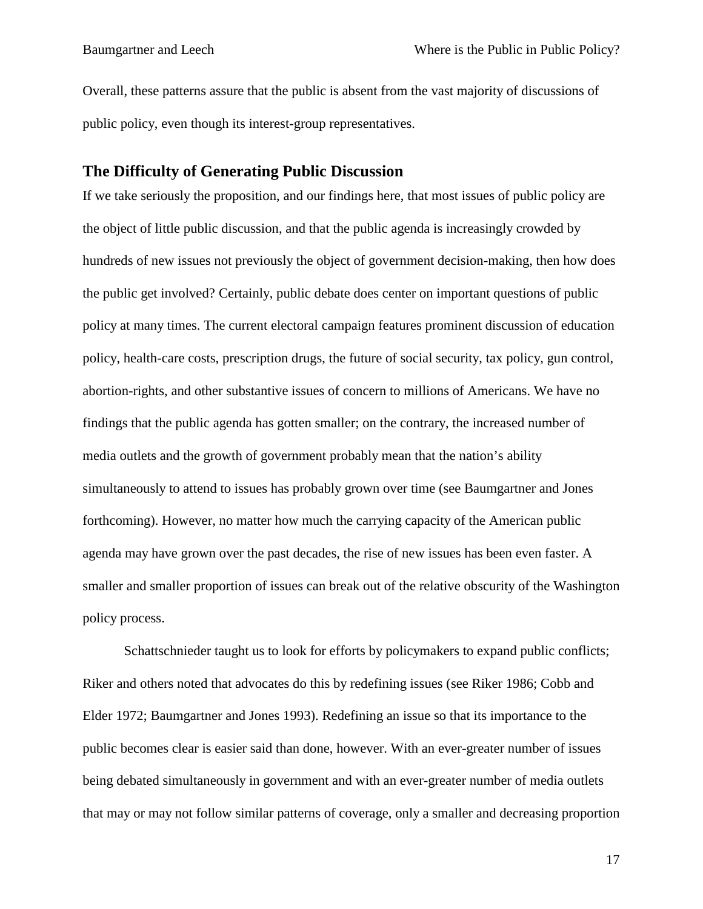Overall, these patterns assure that the public is absent from the vast majority of discussions of public policy, even though its interest-group representatives.

## The Difficulty of Generating Public Discussion

If we take seriously the proposition, and our findings here, that most issues of public policy are the object of little public discussion, and that the public agenda is increasingly crowded by hundreds of new issues not previously the object of government decision-making, then how does the public get involved? Certainly, public debate does center on important questions of public policy at many times. The current electoral campaign features prominent discussion of education policy, health-care costs, prescription drugs, the future of social security, tax policy, gun control, abortion-rights, and other substantive issues of concern to millions of Americans. We have no findings that the public agenda has gotten smaller; on the contrary, the increased number of media outlets and the growth of government probably mean that the nation's ability simultaneously to attend to issues has probably grown over time (see Baumgartner and Jones forthcoming). However, no matter how much the carrying capacity of the American public agenda may have grown over the past decades, the rise of new issues has been even faster. A smaller and smaller proportion of issues can break out of the relative obscurity of the Washington policy process.

Schattschnieder taught us to look for efforts by policymakers to expand public conflicts; Riker and others noted that advocates do this by redefining issues (see Riker 1986; Cobb and Elder 1972; Baumgartner and Jones 1993). Redefining an issue so that its importance to the public becomes clear is easier said than done, however. With an ever-greater number of issues being debated simultaneously in government and with an ever-greater number of media outlets that may or may not follow similar patterns of coverage, only a smaller and decreasing proportion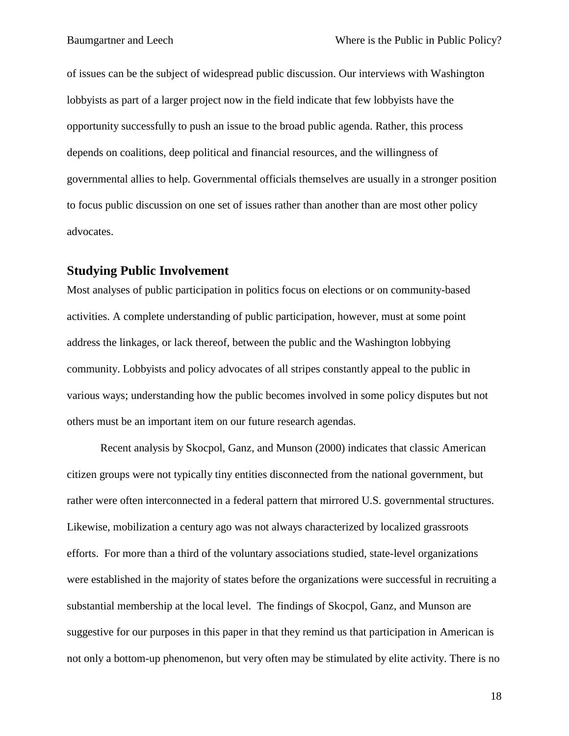of issues can be the subject of widespread public discussion. Our interviews with Washington lobbyists as part of a larger project now in the field indicate that few lobbyists have the opportunity successfully to push an issue to the broad public agenda. Rather, this process depends on coalitions, deep political and financial resources, and the willingness of governmental allies to help. Governmental officials themselves are usually in a stronger position to focus public discussion on one set of issues rather than another than are most other policy advocates.

## Studying Public Involvement

Most analyses of public participation in politics focus on elections or on community-based activities. A complete understanding of public participation, however, must at some point address the linkages, or lack thereof, between the public and the Washington lobbying community. Lobbyists and policy advocates of all stripes constantly appeal to the public in various ways; understanding how the public becomes involved in some policy disputes but not others must be an important item on our future research agendas.

Recent analysis by Skocpol, Ganz, and Munson (2000) indicates that classic American citizen groups were not typically tiny entities disconnected from the national government, but rather were often interconnected in a federal pattern that mirrored U.S. governmental structures. Likewise, mobilization a century ago was not always characterized by localized grassroots efforts. For more than a third of the voluntary associations studied, state-level organizations were established in the majority of states before the organizations were successful in recruiting a substantial membership at the local level. The findings of Skocpol, Ganz, and Munson are suggestive for our purposes in this paper in that they remind us that participation in American is not only a bottom-up phenomenon, but very often may be stimulated by elite activity. There is no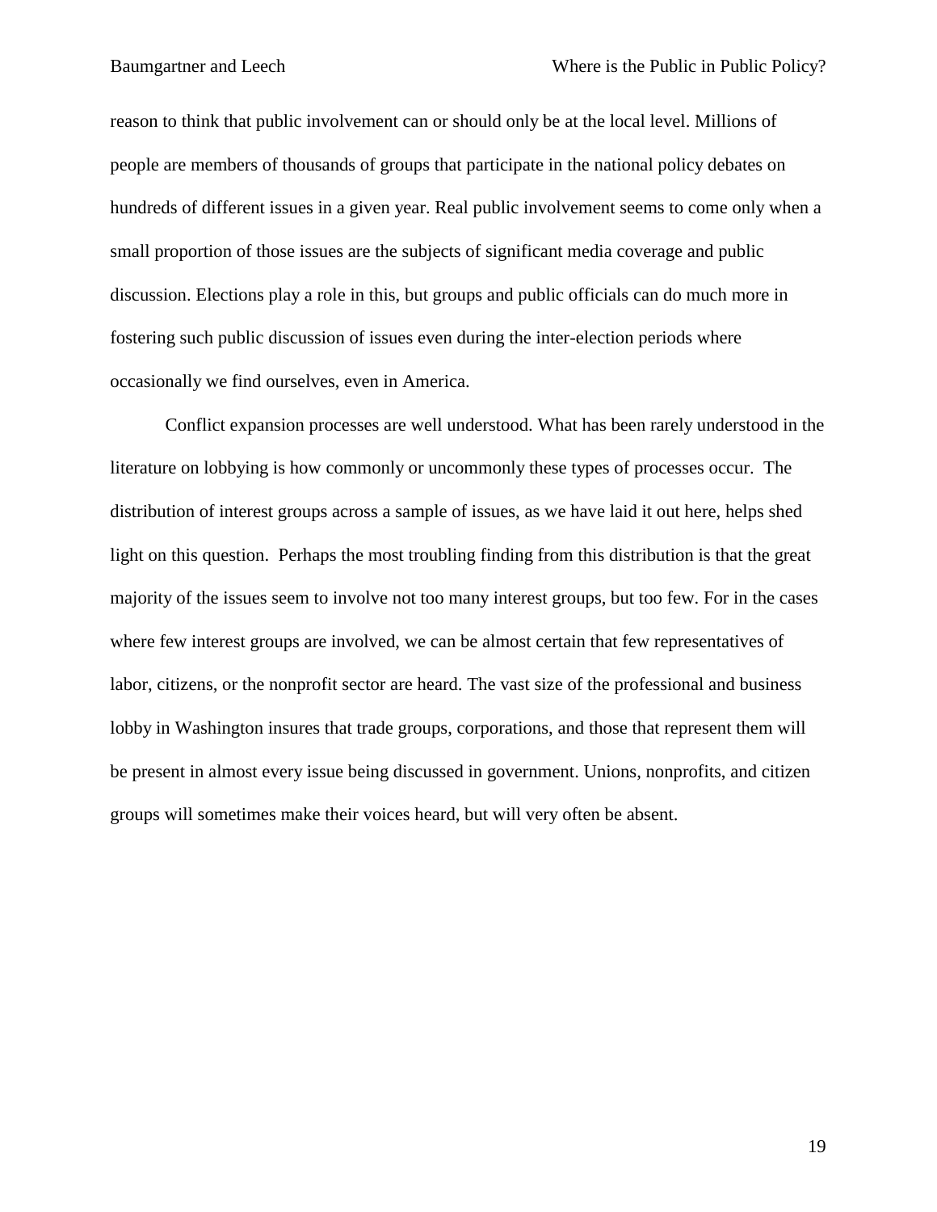reason to think that public involvement can or should only be at the local level. Millions of people are members of thousands of groups that participate in the national policy debates on hundreds of different issues in a given year. Real public involvement seems to come only when a small proportion of those issues are the subjects of significant media coverage and public discussion. Elections play a role in this, but groups and public officials can do much more in fostering such public discussion of issues even during the inter-election periods where occasionally we find ourselves, even in America.

Conflict expansion processes are well understood. What has been rarely understood in the literature on lobbying is how commonly or uncommonly these types of processes occur. The distribution of interest groups across a sample of issues, as we have laid it out here, helps shed light on this question. Perhaps the most troubling finding from this distribution is that the great majority of the issues seem to involve not too many interest groups, but too few. For in the cases where few interest groups are involved, we can be almost certain that few representatives of labor, citizens, or the nonprofit sector are heard. The vast size of the professional and business lobby in Washington insures that trade groups, corporations, and those that represent them will be present in almost every issue being discussed in government. Unions, nonprofits, and citizen groups will sometimes make their voices heard, but will very often be absent.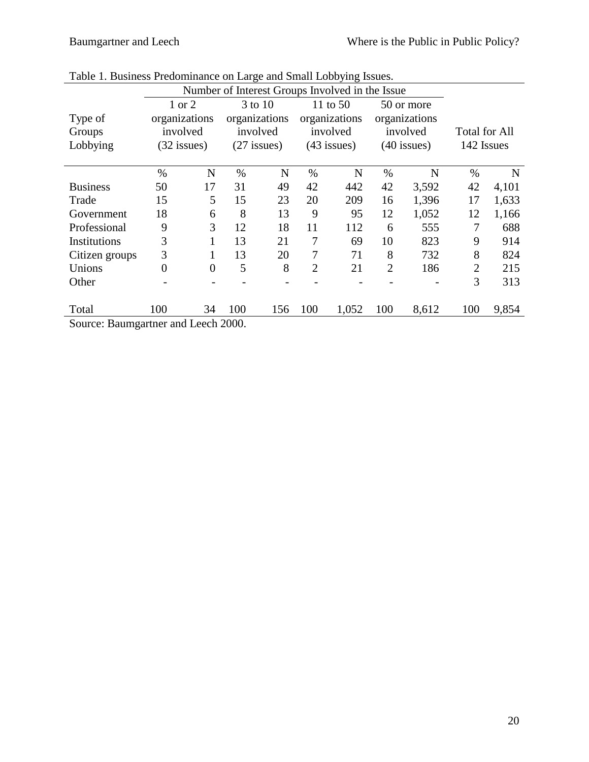Table 1. Business Predominance on Large and Small Lobbying Issues.

| Type of Groups Lobbying | Number of Interest Groups Involved in the Issue | | | | | | | | | |
|---|---|---|---|---|---|---|---|---|---|---|
| | 1 or 2 organizations involved (32 issues) | | 3 to 10 organizations involved (27 issues) | | 11 to 50 organizations involved (43 issues) | | 50 or more organizations involved (40 issues) | | Total for All 142 Issues | |
| | % | N | % | N | % | N | % | N | % | N |
| Business | 50 | 17 | 31 | 49 | 42 | 442 | 42 | 3,592 | 42 | 4,101 |
| Trade | 15 | 5 | 15 | 23 | 20 | 209 | 16 | 1,396 | 17 | 1,633 |
| Government | 18 | 6 | 8 | 13 | 9 | 95 | 12 | 1,052 | 12 | 1,166 |
| Professional | 9 | 3 | 12 | 18 | 11 | 112 | 6 | 555 | 7 | 688 |
| Institutions | 3 | 1 | 13 | 21 | 7 | 69 | 10 | 823 | 9 | 914 |
| Citizen groups | 3 | 1 | 13 | 20 | 7 | 71 | 8 | 732 | 8 | 824 |
| Unions | 0 | 0 | 5 | 8 | 2 | 21 | 2 | 186 | 2 | 215 |
| Other | - | - | - | - | - | - | - | - | 3 | 313 |
| Total | 100 | 34 | 100 | 156 | 100 | 1,052 | 100 | 8,612 | 100 | 9,854 |

Source: Baumgartner and Leech 2000.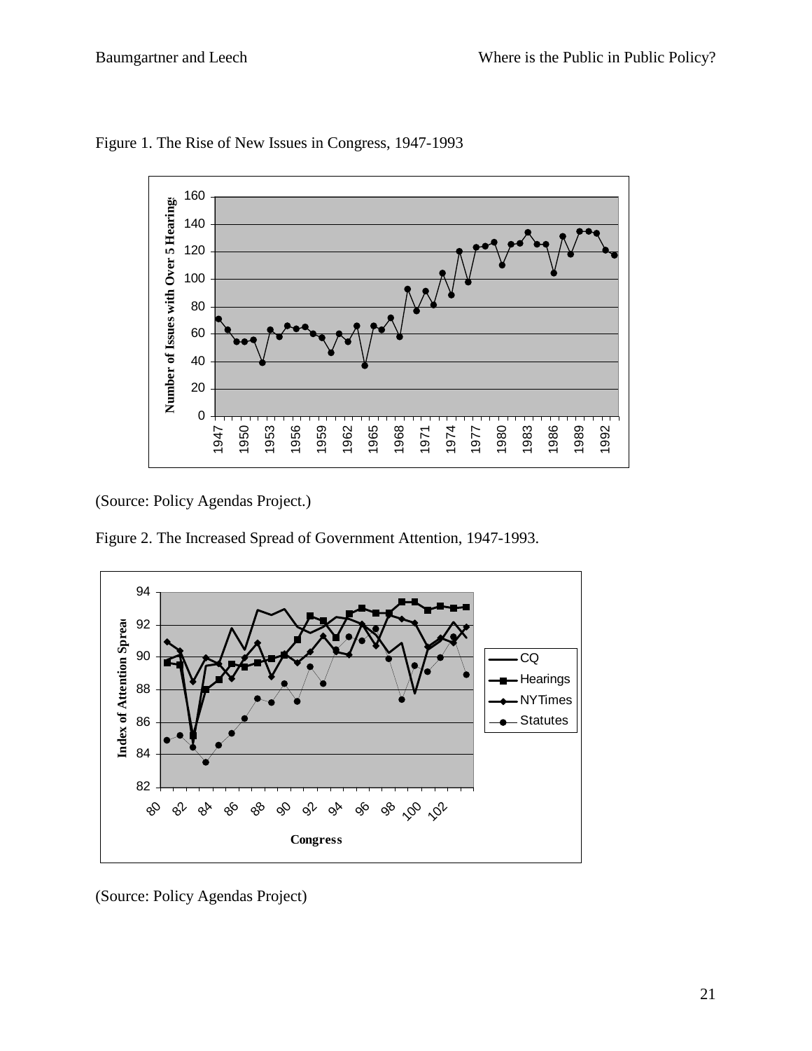Figure 1. The Rise of New Issues in Congress, 1947-1993

(Source: Policy Agendas Project.)

Figure 2. The Increased Spread of Government Attention, 1947-1993.

(Source: Policy Agendas Project)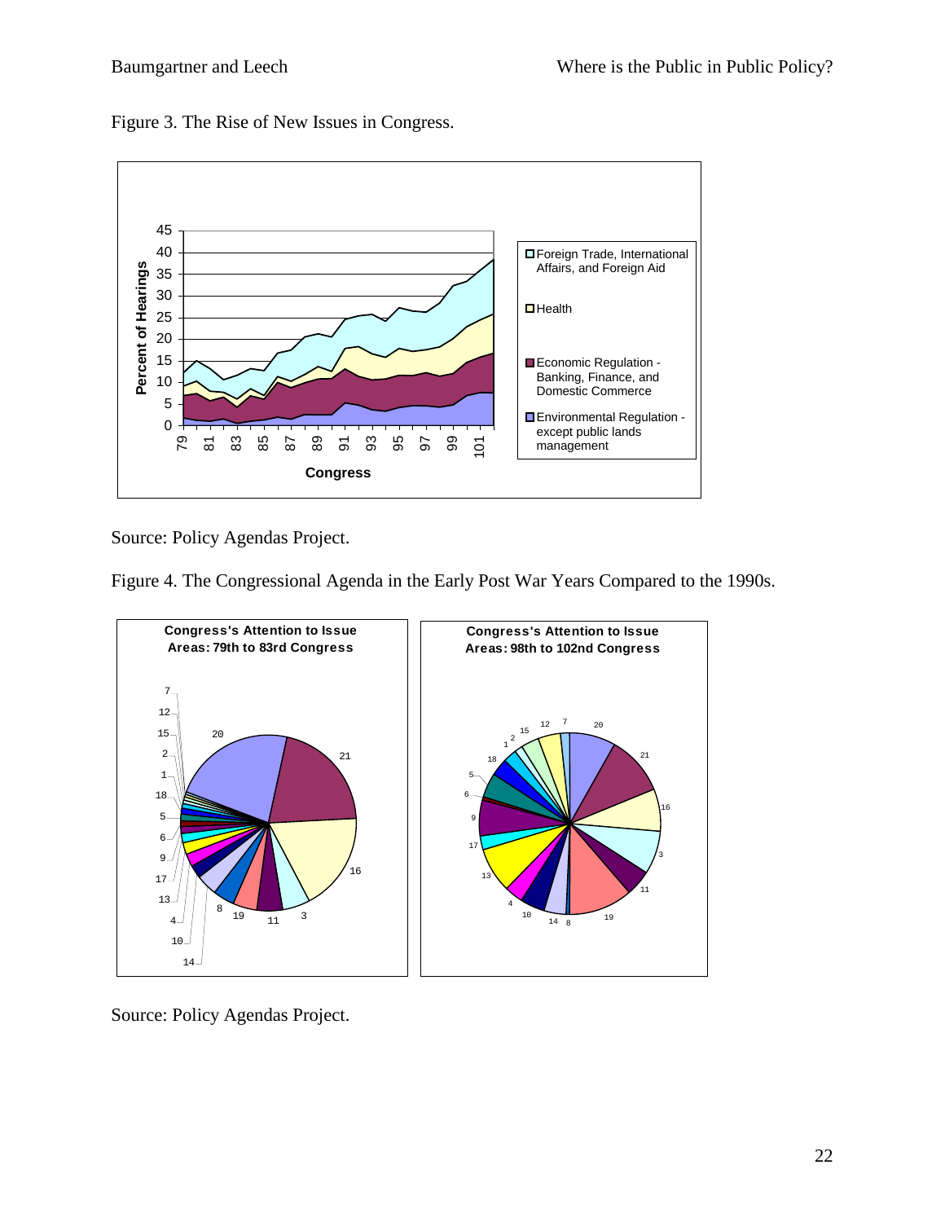Figure 3. The Rise of New Issues in Congress.

Source: Policy Agendas Project.

Figure 4. The Congressional Agenda in the Early Post War Years Compared to the 1990s.

Source: Policy Agendas Project.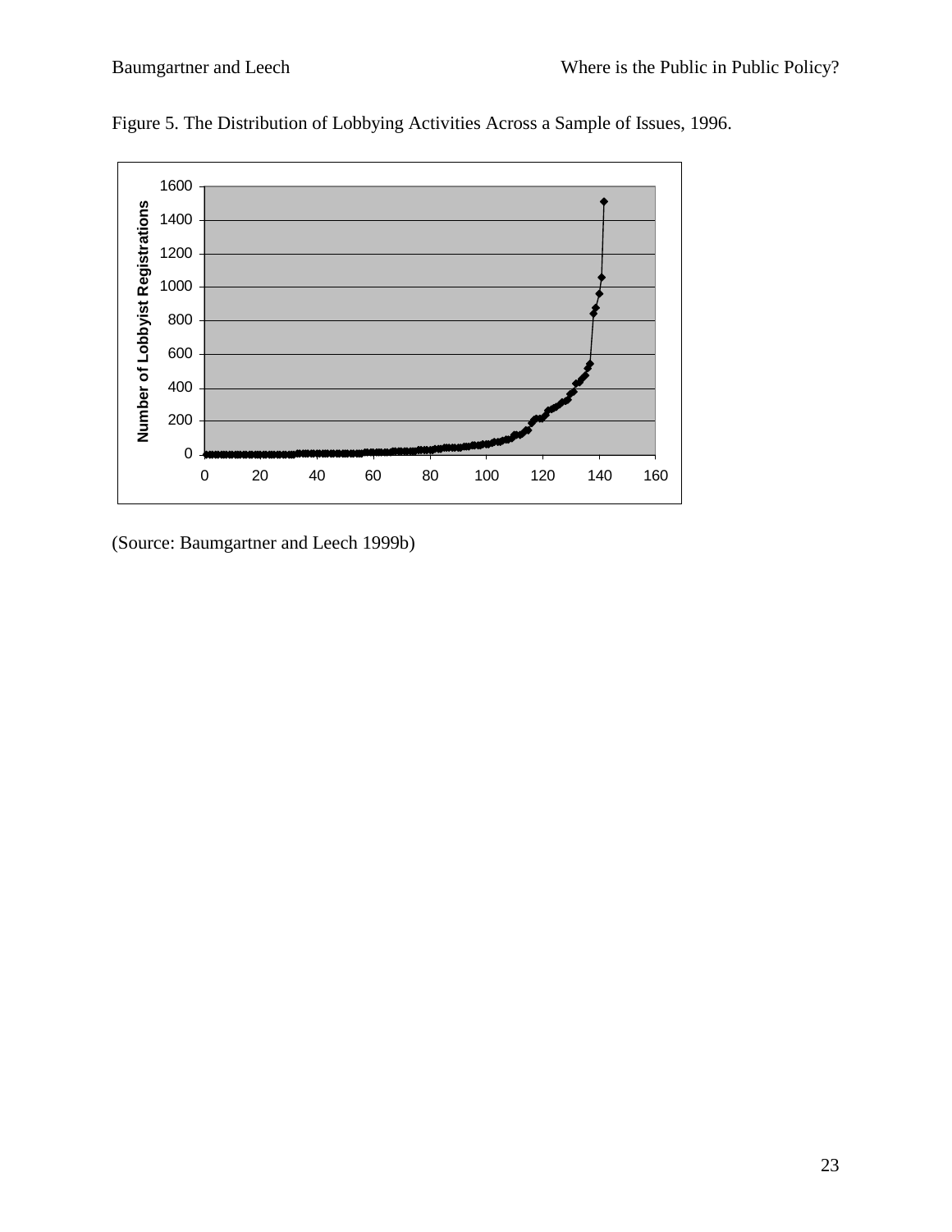Figure 5. The Distribution of Lobbying Activities Across a Sample of Issues, 1996.

(Source: Baumgartner and Leech 1999b)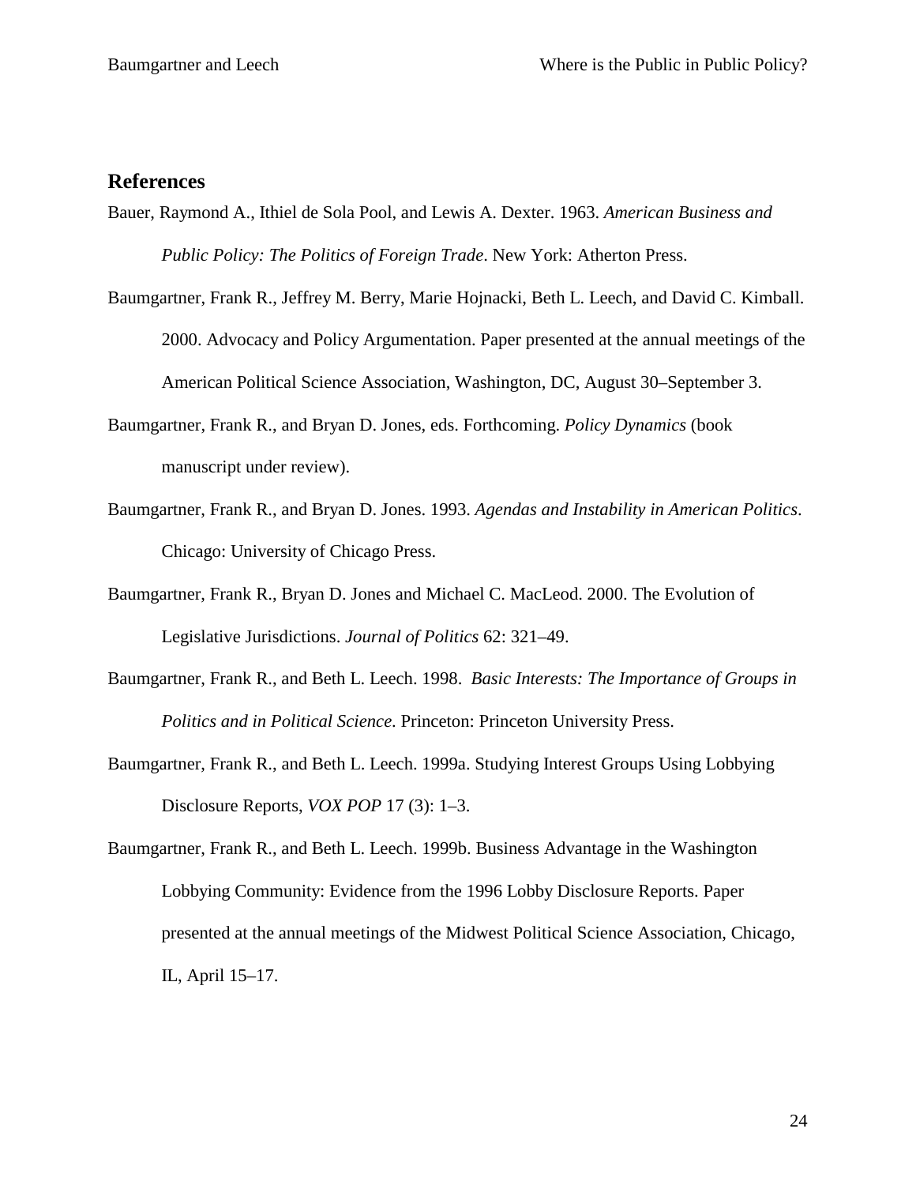## References

Bauer, Raymond A., Ithiel de Sola Pool, and Lewis A. Dexter. 1963. *American Business and Public Policy: The Politics of Foreign Trade*. New York: Atherton Press.

Baumgartner, Frank R., Jeffrey M. Berry, Marie Hojnacki, Beth L. Leech, and David C. Kimball. 2000. Advocacy and Policy Argumentation. Paper presented at the annual meetings of the American Political Science Association, Washington, DC, August 30–September 3.

Baumgartner, Frank R., and Bryan D. Jones, eds. Forthcoming. *Policy Dynamics* (book manuscript under review).

Baumgartner, Frank R., and Bryan D. Jones. 1993. *Agendas and Instability in American Politics*. Chicago: University of Chicago Press.

Baumgartner, Frank R., Bryan D. Jones and Michael C. MacLeod. 2000. The Evolution of Legislative Jurisdictions. *Journal of Politics* 62: 321–49.

Baumgartner, Frank R., and Beth L. Leech. 1998. *Basic Interests: The Importance of Groups in Politics and in Political Science*. Princeton: Princeton University Press.

Baumgartner, Frank R., and Beth L. Leech. 1999a. Studying Interest Groups Using Lobbying Disclosure Reports, *VOX POP* 17 (3): 1–3.

Baumgartner, Frank R., and Beth L. Leech. 1999b. Business Advantage in the Washington Lobbying Community: Evidence from the 1996 Lobby Disclosure Reports. Paper presented at the annual meetings of the Midwest Political Science Association, Chicago, IL, April 15–17.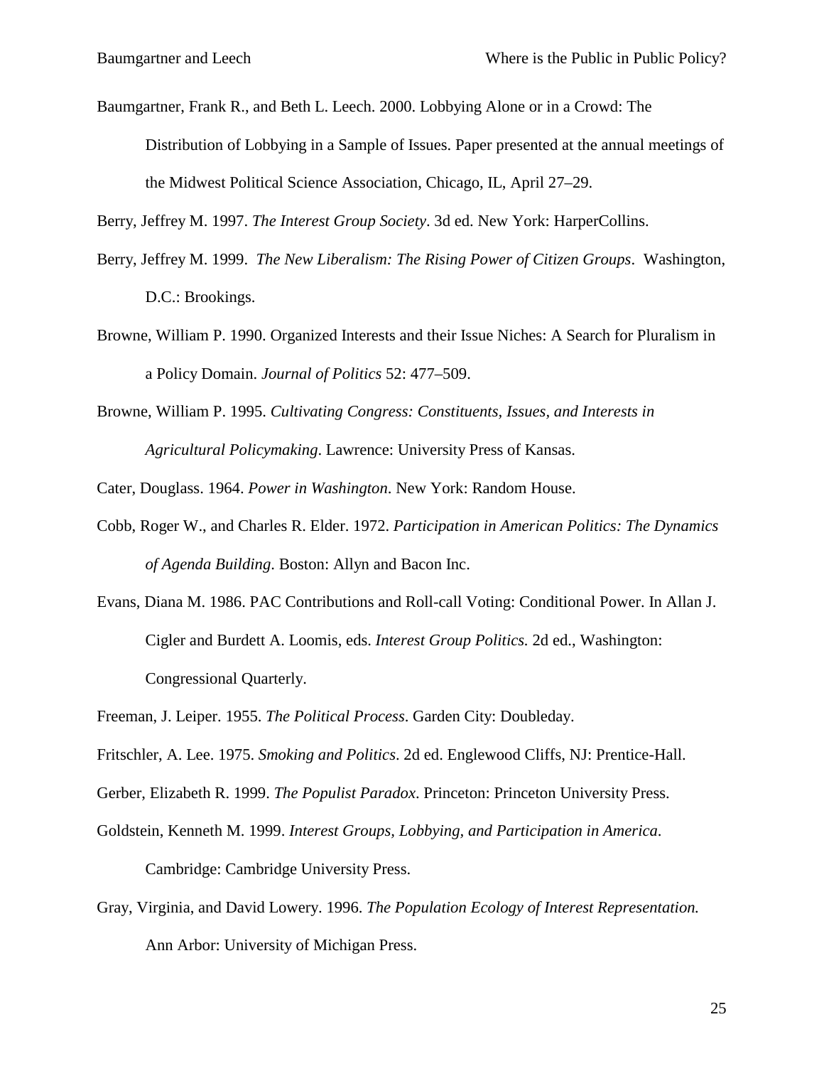Baumgartner, Frank R., and Beth L. Leech. 2000. Lobbying Alone or in a Crowd: The Distribution of Lobbying in a Sample of Issues. Paper presented at the annual meetings of the Midwest Political Science Association, Chicago, IL, April 27–29.

Berry, Jeffrey M. 1997. *The Interest Group Society*. 3d ed. New York: HarperCollins.

Berry, Jeffrey M. 1999. *The New Liberalism: The Rising Power of Citizen Groups*. Washington, D.C.: Brookings.

Browne, William P. 1990. Organized Interests and their Issue Niches: A Search for Pluralism in a Policy Domain. *Journal of Politics* 52: 477–509.

Browne, William P. 1995. *Cultivating Congress: Constituents, Issues, and Interests in Agricultural Policymaking*. Lawrence: University Press of Kansas.

Cater, Douglass. 1964. *Power in Washington*. New York: Random House.

Cobb, Roger W., and Charles R. Elder. 1972. *Participation in American Politics: The Dynamics of Agenda Building*. Boston: Allyn and Bacon Inc.

Evans, Diana M. 1986. PAC Contributions and Roll-call Voting: Conditional Power. In Allan J. Cigler and Burdett A. Loomis, eds. *Interest Group Politics.* 2d ed., Washington: Congressional Quarterly.

Freeman, J. Leiper. 1955. *The Political Process*. Garden City: Doubleday.

Fritschler, A. Lee. 1975. *Smoking and Politics*. 2d ed. Englewood Cliffs, NJ: Prentice-Hall.

Gerber, Elizabeth R. 1999. *The Populist Paradox*. Princeton: Princeton University Press.

Goldstein, Kenneth M. 1999. *Interest Groups, Lobbying, and Participation in America*. Cambridge: Cambridge University Press.

Gray, Virginia, and David Lowery. 1996. *The Population Ecology of Interest Representation.* Ann Arbor: University of Michigan Press.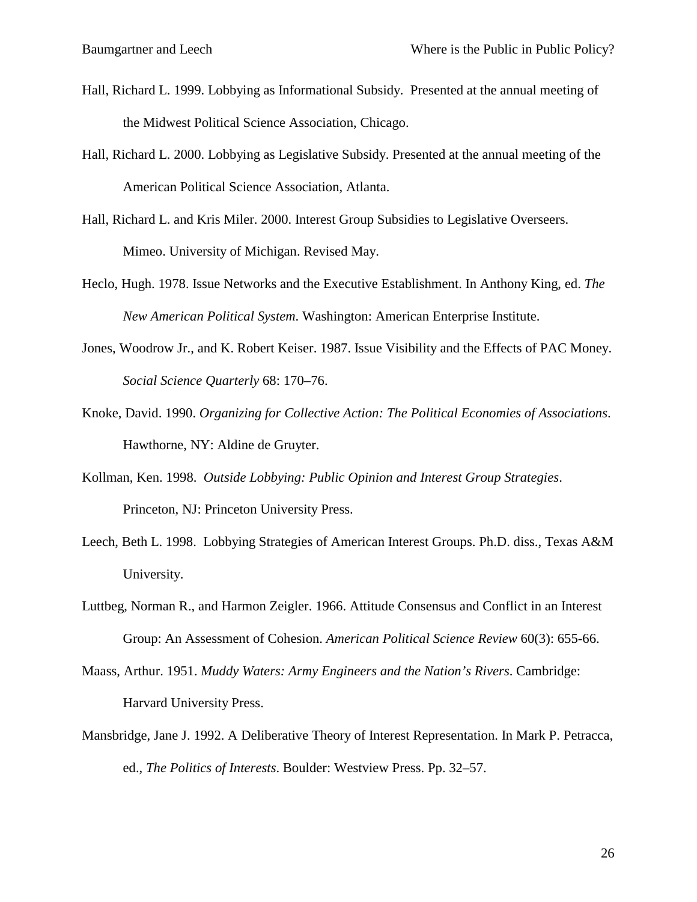Hall, Richard L. 1999. Lobbying as Informational Subsidy. Presented at the annual meeting of the Midwest Political Science Association, Chicago.

Hall, Richard L. 2000. Lobbying as Legislative Subsidy. Presented at the annual meeting of the American Political Science Association, Atlanta.

Hall, Richard L. and Kris Miler. 2000. Interest Group Subsidies to Legislative Overseers. Mimeo. University of Michigan. Revised May.

Heclo, Hugh. 1978. Issue Networks and the Executive Establishment. In Anthony King, ed. *The New American Political System*. Washington: American Enterprise Institute.

Jones, Woodrow Jr., and K. Robert Keiser. 1987. Issue Visibility and the Effects of PAC Money. *Social Science Quarterly* 68: 170–76.

Knoke, David. 1990. *Organizing for Collective Action: The Political Economies of Associations*. Hawthorne, NY: Aldine de Gruyter.

Kollman, Ken. 1998. *Outside Lobbying: Public Opinion and Interest Group Strategies*. Princeton, NJ: Princeton University Press.

Leech, Beth L. 1998. Lobbying Strategies of American Interest Groups. Ph.D. diss., Texas A&M University.

Luttbeg, Norman R., and Harmon Zeigler. 1966. Attitude Consensus and Conflict in an Interest Group: An Assessment of Cohesion. *American Political Science Review* 60(3): 655-66.

Maass, Arthur. 1951. *Muddy Waters: Army Engineers and the Nation's Rivers*. Cambridge: Harvard University Press.

Mansbridge, Jane J. 1992. A Deliberative Theory of Interest Representation. In Mark P. Petracca, ed., *The Politics of Interests*. Boulder: Westview Press. Pp. 32–57.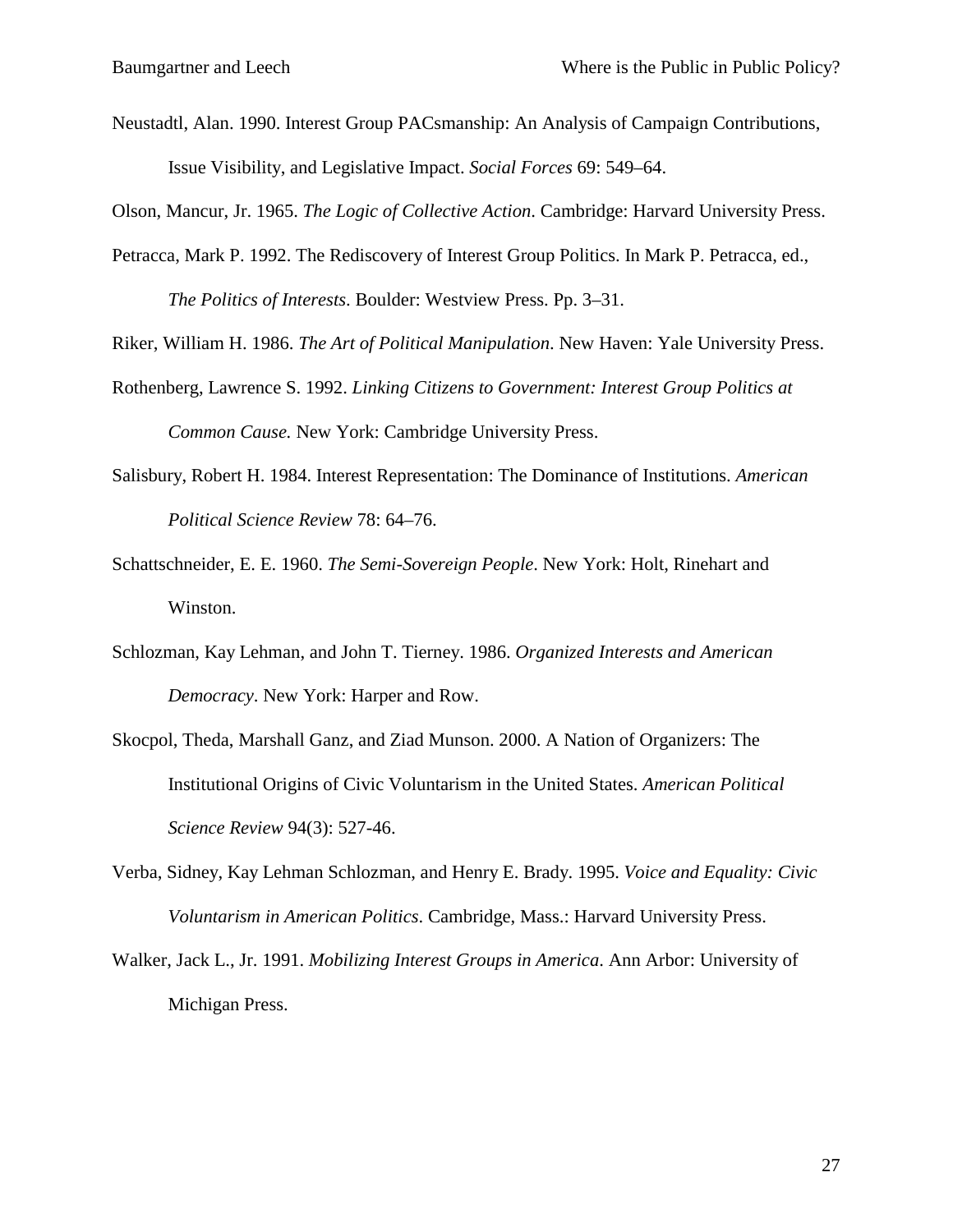Neustadtl, Alan. 1990. Interest Group PACsmanship: An Analysis of Campaign Contributions, Issue Visibility, and Legislative Impact. *Social Forces* 69: 549–64.

Olson, Mancur, Jr. 1965. *The Logic of Collective Action*. Cambridge: Harvard University Press.

Petracca, Mark P. 1992. The Rediscovery of Interest Group Politics. In Mark P. Petracca, ed., *The Politics of Interests*. Boulder: Westview Press. Pp. 3–31.

Riker, William H. 1986. *The Art of Political Manipulation*. New Haven: Yale University Press.

Rothenberg, Lawrence S. 1992. *Linking Citizens to Government: Interest Group Politics at Common Cause.* New York: Cambridge University Press.

Salisbury, Robert H. 1984. Interest Representation: The Dominance of Institutions. *American Political Science Review* 78: 64–76.

Schattschneider, E. E. 1960. *The Semi-Sovereign People*. New York: Holt, Rinehart and Winston.

Schlozman, Kay Lehman, and John T. Tierney. 1986. *Organized Interests and American Democracy*. New York: Harper and Row.

Skocpol, Theda, Marshall Ganz, and Ziad Munson. 2000. A Nation of Organizers: The Institutional Origins of Civic Voluntarism in the United States. *American Political Science Review* 94(3): 527-46.

Verba, Sidney, Kay Lehman Schlozman, and Henry E. Brady. 1995. *Voice and Equality: Civic Voluntarism in American Politics*. Cambridge, Mass.: Harvard University Press.

Walker, Jack L., Jr. 1991. *Mobilizing Interest Groups in America.* Ann Arbor: University of Michigan Press.